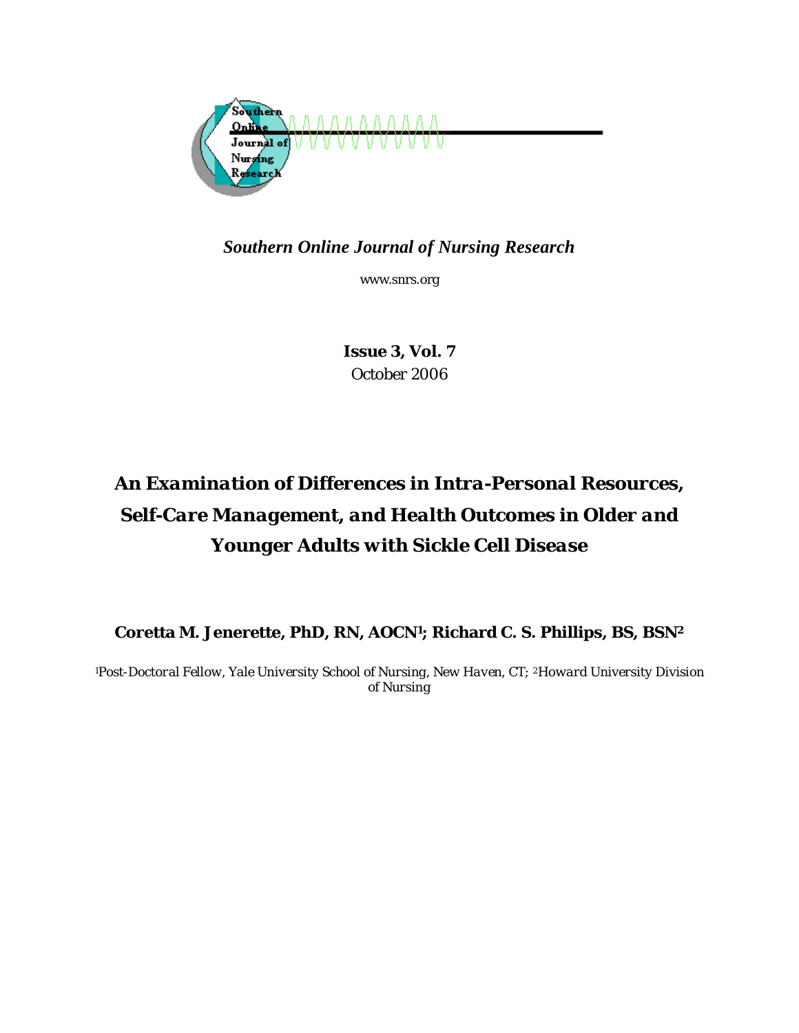*Southern Online Journal of Nursing Research*

www.snrs.org

**Issue 3, Vol. 7**
October 2006

# *An Examination of Differences in Intra-Personal Resources, Self-Care Management, and Health Outcomes in Older and Younger Adults with Sickle Cell Disease*

**Coretta M. Jenerette, PhD, RN, AOCN[1]; Richard C. S. Phillips, BS, BSN[2]**

[1]*Post-Doctoral Fellow, Yale University School of Nursing, New Haven, CT;* [2]*Howard University Division of Nursing*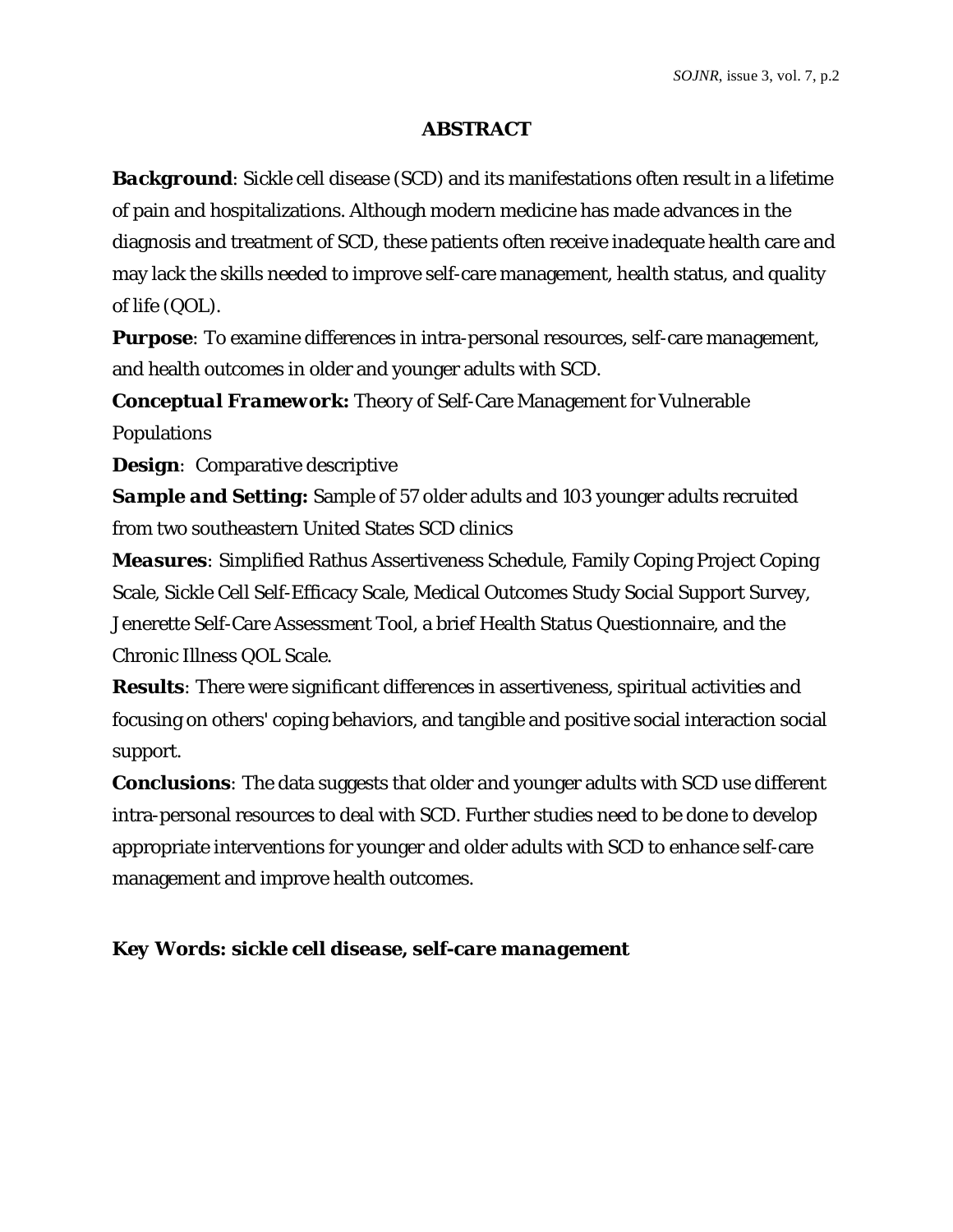## ABSTRACT

***Background***: Sickle cell disease (SCD) and its manifestations often result in a lifetime of pain and hospitalizations. Although modern medicine has made advances in the diagnosis and treatment of SCD, these patients often receive inadequate health care and may lack the skills needed to improve self-care management, health status, and quality of life (QOL).

***Purpose***: To examine differences in intra-personal resources, self-care management, and health outcomes in older and younger adults with SCD.

***Conceptual Framework:*** Theory of Self-Care Management for Vulnerable Populations

***Design***: Comparative descriptive

***Sample and Setting:*** Sample of 57 older adults and 103 younger adults recruited from two southeastern United States SCD clinics

***Measures***: Simplified Rathus Assertiveness Schedule, Family Coping Project Coping Scale, Sickle Cell Self-Efficacy Scale, Medical Outcomes Study Social Support Survey, Jenerette Self-Care Assessment Tool, a brief Health Status Questionnaire, and the Chronic Illness QOL Scale.

***Results***: There were significant differences in assertiveness, spiritual activities and focusing on others' coping behaviors, and tangible and positive social interaction social support.

***Conclusions***: The data suggests that older and younger adults with SCD use different intra-personal resources to deal with SCD. Further studies need to be done to develop appropriate interventions for younger and older adults with SCD to enhance self-care management and improve health outcomes.

***Key Words: sickle cell disease, self-care management***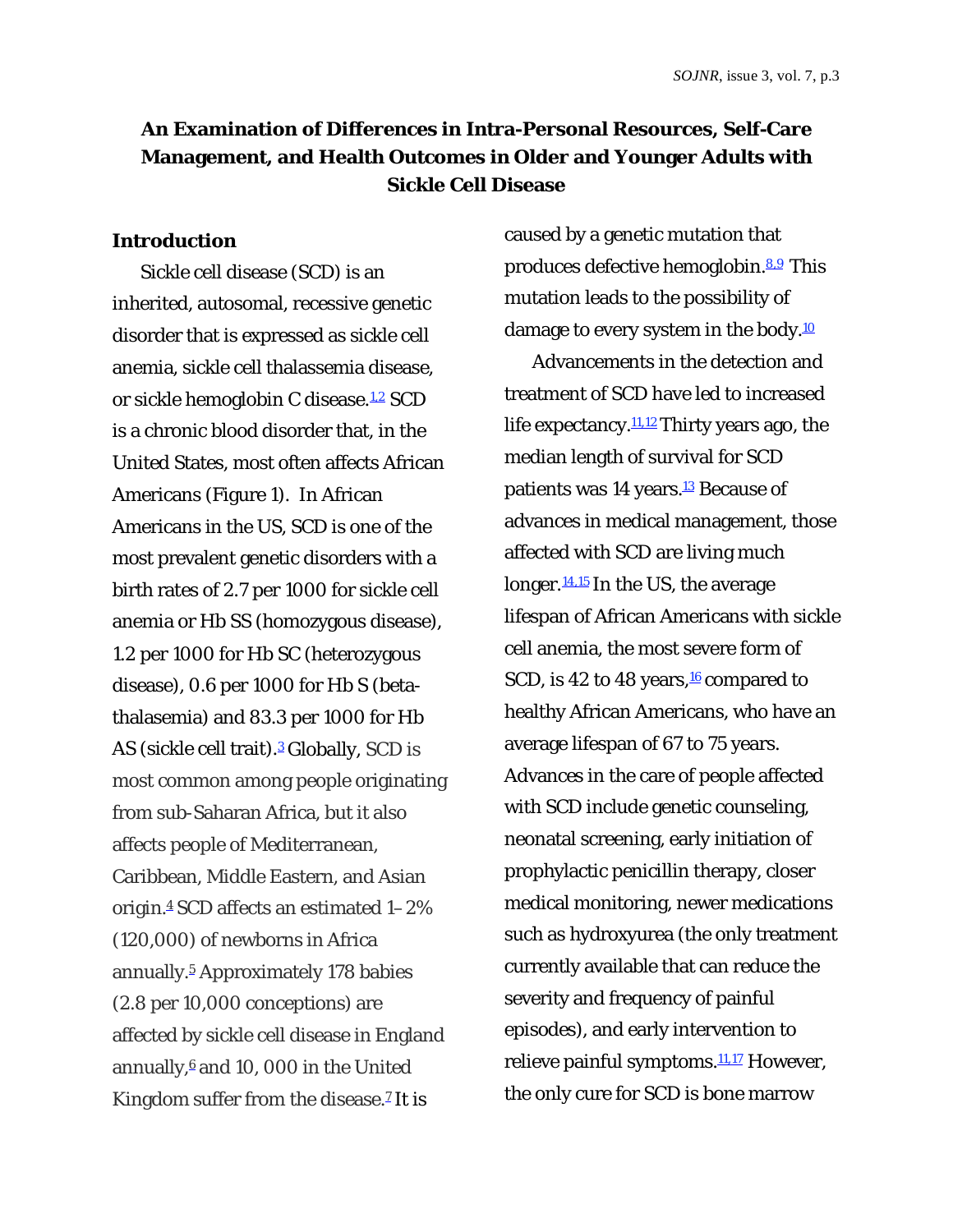# An Examination of Differences in Intra-Personal Resources, Self-Care Management, and Health Outcomes in Older and Younger Adults with Sickle Cell Disease

## Introduction

Sickle cell disease (SCD) is an inherited, autosomal, recessive genetic disorder that is expressed as sickle cell anemia, sickle cell thalassemia disease, or sickle hemoglobin C disease.[1,2] SCD is a chronic blood disorder that, in the United States, most often affects African Americans (Figure 1). In African Americans in the US, SCD is one of the most prevalent genetic disorders with a birth rates of 2.7 per 1000 for sickle cell anemia or Hb SS (homozygous disease), 1.2 per 1000 for Hb SC (heterozygous disease), 0.6 per 1000 for Hb S (beta-thalassemia) and 83.3 per 1000 for Hb AS (sickle cell trait).[3] Globally, SCD is most common among people originating from sub-Saharan Africa, but it also affects people of Mediterranean, Caribbean, Middle Eastern, and Asian origin.[4] SCD affects an estimated 1–2% (120,000) of newborns in Africa annually.[5] Approximately 178 babies (2.8 per 10,000 conceptions) are affected by sickle cell disease in England annually,[6] and 10, 000 in the United Kingdom suffer from the disease.[7] It is caused by a genetic mutation that produces defective hemoglobin.[8,9] This mutation leads to the possibility of damage to every system in the body.[10]

Advancements in the detection and treatment of SCD have led to increased life expectancy.[11,12] Thirty years ago, the median length of survival for SCD patients was 14 years.[13] Because of advances in medical management, those affected with SCD are living much longer.[14,15] In the US, the average lifespan of African Americans with sickle cell anemia, the most severe form of SCD, is 42 to 48 years,[16] compared to healthy African Americans, who have an average lifespan of 67 to 75 years. Advances in the care of people affected with SCD include genetic counseling, neonatal screening, early initiation of prophylactic penicillin therapy, closer medical monitoring, newer medications such as hydroxyurea (the only treatment currently available that can reduce the severity and frequency of painful episodes), and early intervention to relieve painful symptoms.[11,17] However, the only cure for SCD is bone marrow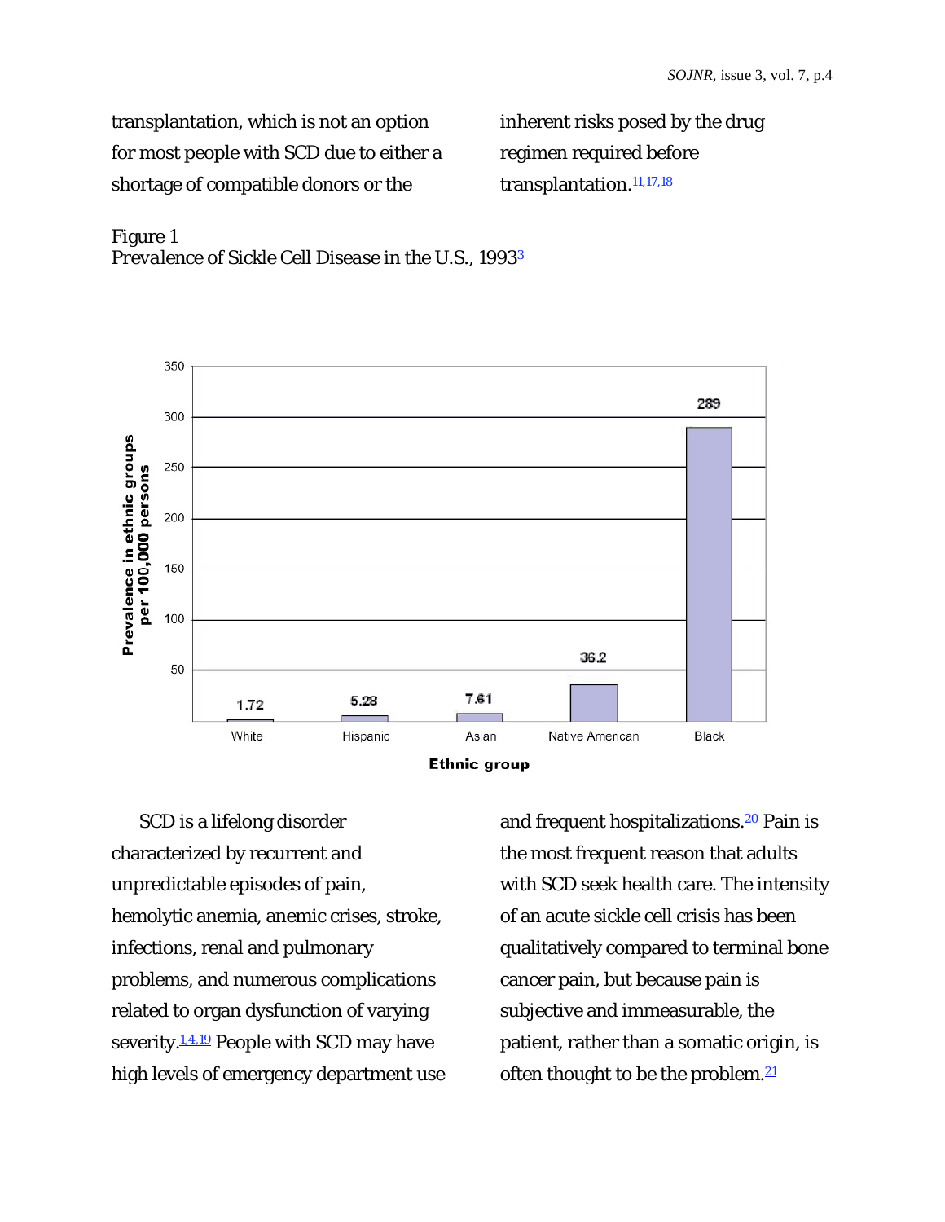transplantation, which is not an option for most people with SCD due to either a shortage of compatible donors or the inherent risks posed by the drug regimen required before transplantation.[11,17,18]

Figure 1
*Prevalence of Sickle Cell Disease in the U.S., 1993*[3]

Prevalence in ethnic groups per 100,000 persons

350
300
250
200
150
100
50

1.72
5.28
7.61
36.2
289

White
Hispanic
Asian
Native American
Black

Ethnic group

SCD is a lifelong disorder characterized by recurrent and unpredictable episodes of pain, hemolytic anemia, anemic crises, stroke, infections, renal and pulmonary problems, and numerous complications related to organ dysfunction of varying severity.[1,4,19] People with SCD may have high levels of emergency department use and frequent hospitalizations.[20] Pain is the most frequent reason that adults with SCD seek health care. The intensity of an acute sickle cell crisis has been qualitatively compared to terminal bone cancer pain, but because pain is subjective and immeasurable, the patient, rather than a somatic origin, is often thought to be the problem.[21]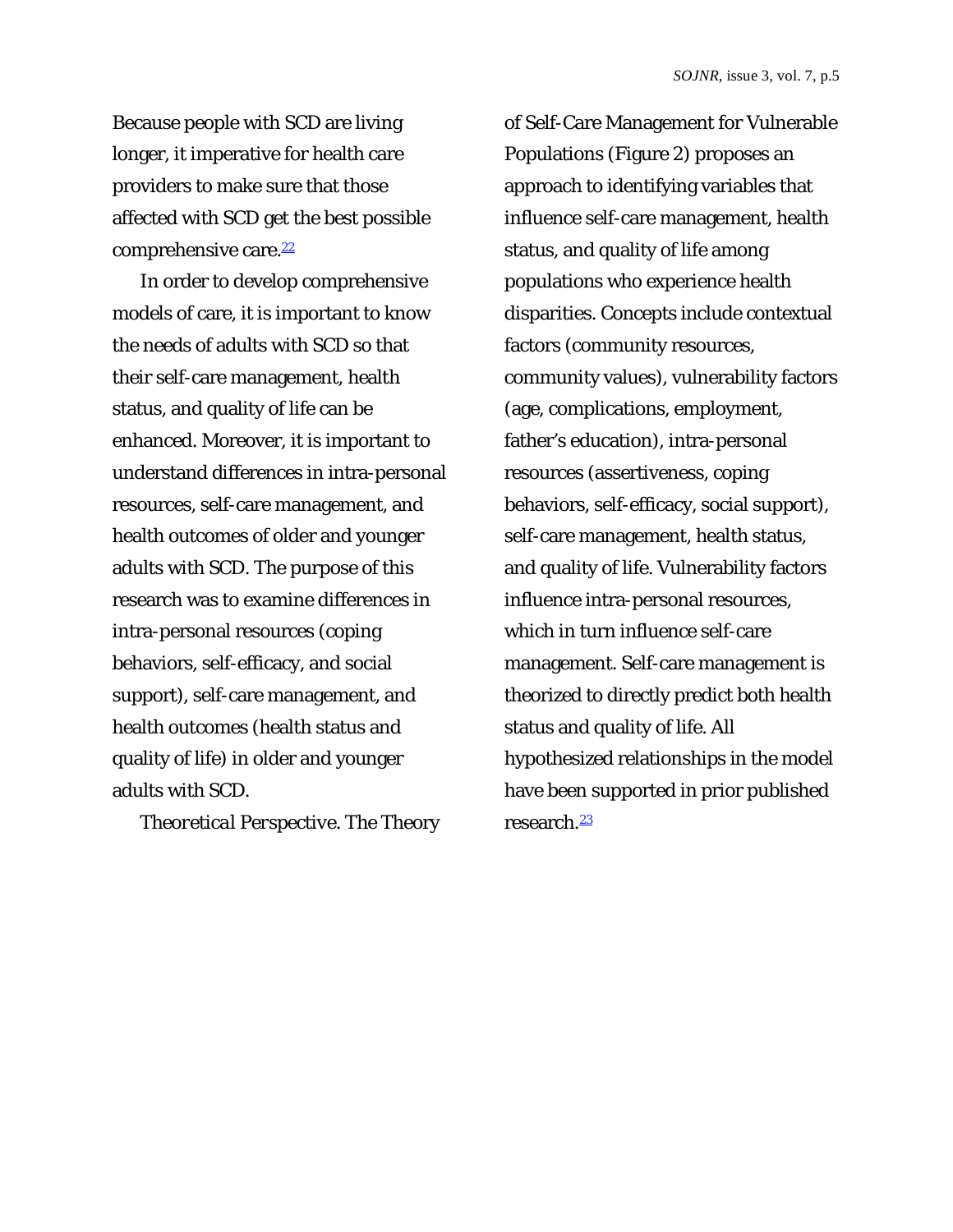Because people with SCD are living longer, it imperative for health care providers to make sure that those affected with SCD get the best possible comprehensive care.[22]

In order to develop comprehensive models of care, it is important to know the needs of adults with SCD so that their self-care management, health status, and quality of life can be enhanced. Moreover, it is important to understand differences in intra-personal resources, self-care management, and health outcomes of older and younger adults with SCD. The purpose of this research was to examine differences in intra-personal resources (coping behaviors, self-efficacy, and social support), self-care management, and health outcomes (health status and quality of life) in older and younger adults with SCD.

*Theoretical Perspective.* The Theory of Self-Care Management for Vulnerable Populations (Figure 2) proposes an approach to identifying variables that influence self-care management, health status, and quality of life among populations who experience health disparities. Concepts include contextual factors (community resources, community values), vulnerability factors (age, complications, employment, father's education), intra-personal resources (assertiveness, coping behaviors, self-efficacy, social support), self-care management, health status, and quality of life. Vulnerability factors influence intra-personal resources, which in turn influence self-care management. Self-care management is theorized to directly predict both health status and quality of life. All hypothesized relationships in the model have been supported in prior published research.[23]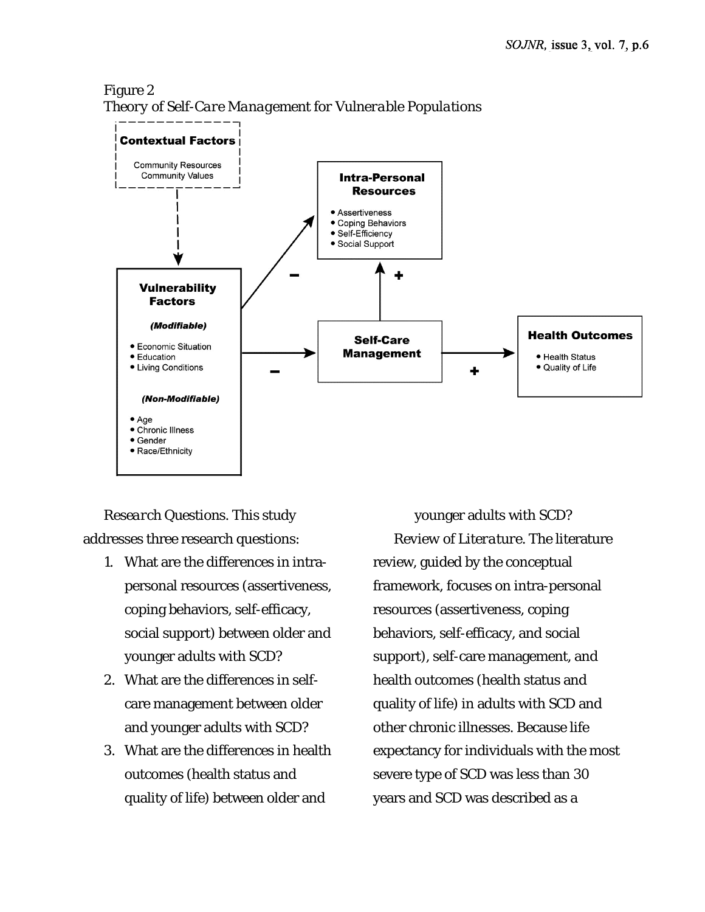Figure 2

*Theory of Self-Care Management for Vulnerable Populations*

Contextual Factors

Community Resources

Community Values

Vulnerability Factors

(Modifiable)

- Economic Situation
- Education
- Living Conditions

(Non-Modifiable)

- Age
- Chronic Illness
- Gender
- Race/Ethnicity

Intra-Personal Resources

- Assertiveness
- Coping Behaviors
- Self-Efficiency
- Social Support

Self-Care Management

Health Outcomes

- Health Status
- Quality of Life

−

+

−

+

*Research Questions.* This study addresses three research questions:

1. What are the differences in intra-personal resources (assertiveness, coping behaviors, self-efficacy, social support) between older and younger adults with SCD?
2. What are the differences in self-care management between older and younger adults with SCD?
3. What are the differences in health outcomes (health status and quality of life) between older and younger adults with SCD?

*Review of Literature.* The literature review, guided by the conceptual framework, focuses on intra-personal resources (assertiveness, coping behaviors, self-efficacy, and social support), self-care management, and health outcomes (health status and quality of life) in adults with SCD and other chronic illnesses. Because life expectancy for individuals with the most severe type of SCD was less than 30 years and SCD was described as a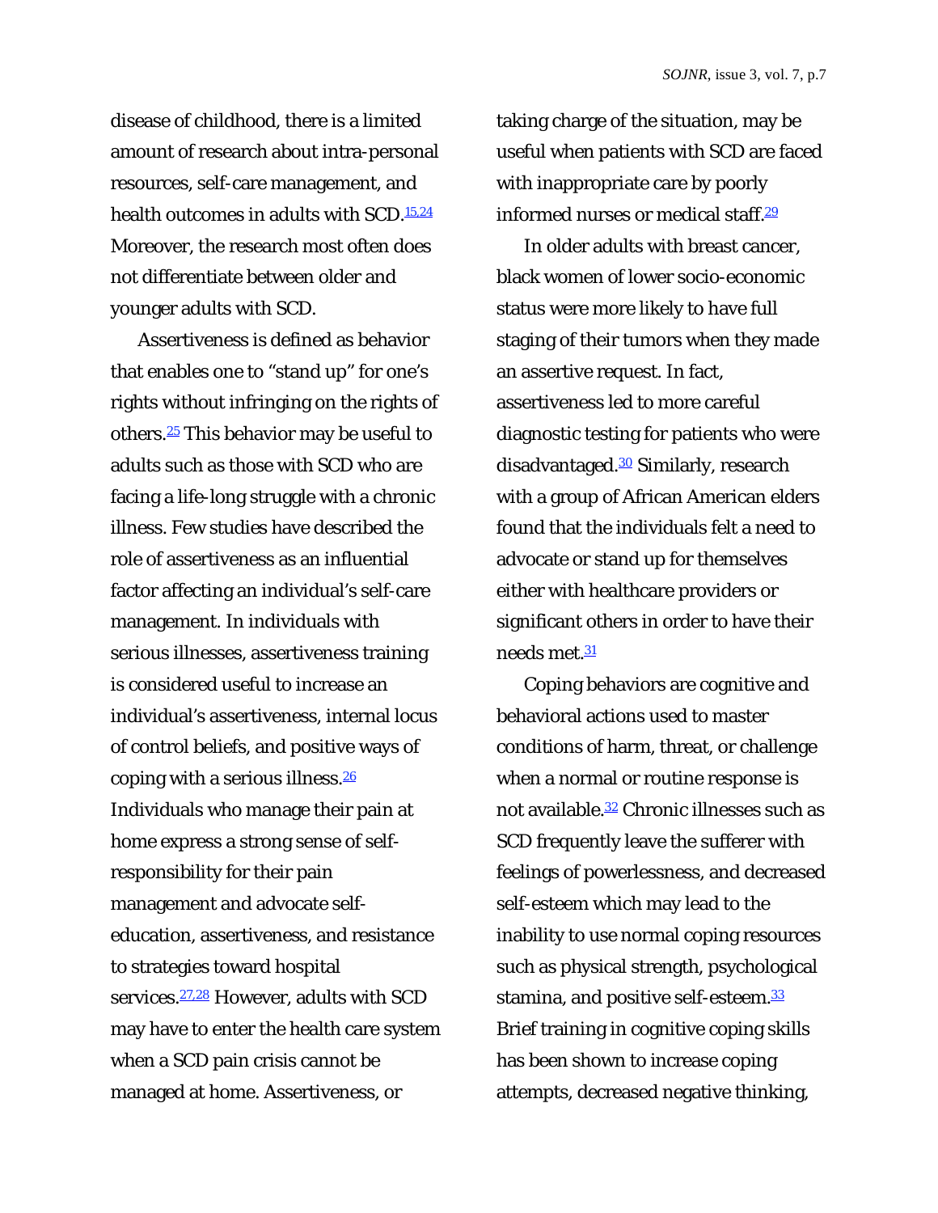disease of childhood, there is a limited amount of research about intra-personal resources, self-care management, and health outcomes in adults with SCD.[15,24] Moreover, the research most often does not differentiate between older and younger adults with SCD.

Assertiveness is defined as behavior that enables one to "stand up" for one's rights without infringing on the rights of others.[25] This behavior may be useful to adults such as those with SCD who are facing a life-long struggle with a chronic illness. Few studies have described the role of assertiveness as an influential factor affecting an individual's self-care management. In individuals with serious illnesses, assertiveness training is considered useful to increase an individual's assertiveness, internal locus of control beliefs, and positive ways of coping with a serious illness.[26] Individuals who manage their pain at home express a strong sense of self-responsibility for their pain management and advocate self-education, assertiveness, and resistance to strategies toward hospital services.[27,28] However, adults with SCD may have to enter the health care system when a SCD pain crisis cannot be managed at home. Assertiveness, or taking charge of the situation, may be useful when patients with SCD are faced with inappropriate care by poorly informed nurses or medical staff.[29]

In older adults with breast cancer, black women of lower socio-economic status were more likely to have full staging of their tumors when they made an assertive request. In fact, assertiveness led to more careful diagnostic testing for patients who were disadvantaged.[30] Similarly, research with a group of African American elders found that the individuals felt a need to advocate or stand up for themselves either with healthcare providers or significant others in order to have their needs met.[31]

Coping behaviors are cognitive and behavioral actions used to master conditions of harm, threat, or challenge when a normal or routine response is not available.[32] Chronic illnesses such as SCD frequently leave the sufferer with feelings of powerlessness, and decreased self-esteem which may lead to the inability to use normal coping resources such as physical strength, psychological stamina, and positive self-esteem.[33] Brief training in cognitive coping skills has been shown to increase coping attempts, decreased negative thinking,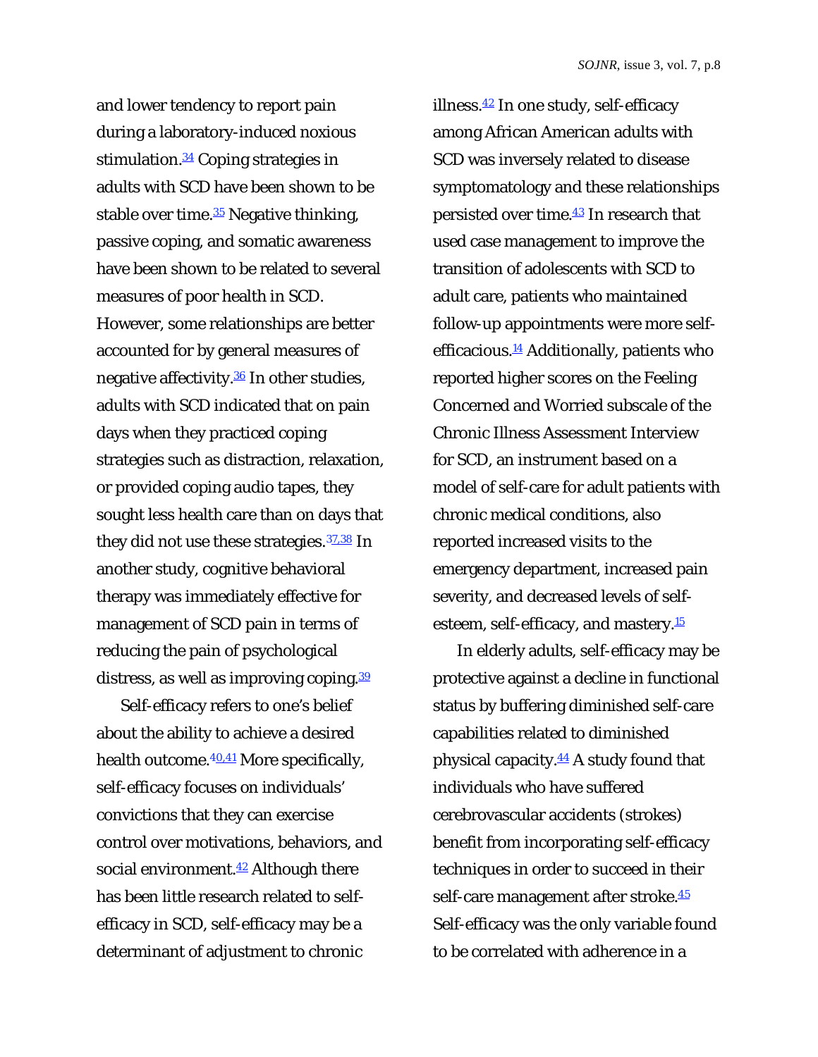and lower tendency to report pain during a laboratory-induced noxious stimulation.[34] Coping strategies in adults with SCD have been shown to be stable over time.[35] Negative thinking, passive coping, and somatic awareness have been shown to be related to several measures of poor health in SCD. However, some relationships are better accounted for by general measures of negative affectivity.[36] In other studies, adults with SCD indicated that on pain days when they practiced coping strategies such as distraction, relaxation, or provided coping audio tapes, they sought less health care than on days that they did not use these strategies.[37,38] In another study, cognitive behavioral therapy was immediately effective for management of SCD pain in terms of reducing the pain of psychological distress, as well as improving coping.[39]

Self-efficacy refers to one's belief about the ability to achieve a desired health outcome.[40,41] More specifically, self-efficacy focuses on individuals' convictions that they can exercise control over motivations, behaviors, and social environment.[42] Although there has been little research related to self-efficacy in SCD, self-efficacy may be a determinant of adjustment to chronic illness.[42] In one study, self-efficacy among African American adults with SCD was inversely related to disease symptomatology and these relationships persisted over time.[43] In research that used case management to improve the transition of adolescents with SCD to adult care, patients who maintained follow-up appointments were more self-efficacious.[14] Additionally, patients who reported higher scores on the Feeling Concerned and Worried subscale of the Chronic Illness Assessment Interview for SCD, an instrument based on a model of self-care for adult patients with chronic medical conditions, also reported increased visits to the emergency department, increased pain severity, and decreased levels of self-esteem, self-efficacy, and mastery.[15]

In elderly adults, self-efficacy may be protective against a decline in functional status by buffering diminished self-care capabilities related to diminished physical capacity.[44] A study found that individuals who have suffered cerebrovascular accidents (strokes) benefit from incorporating self-efficacy techniques in order to succeed in their self-care management after stroke.[45] Self-efficacy was the only variable found to be correlated with adherence in a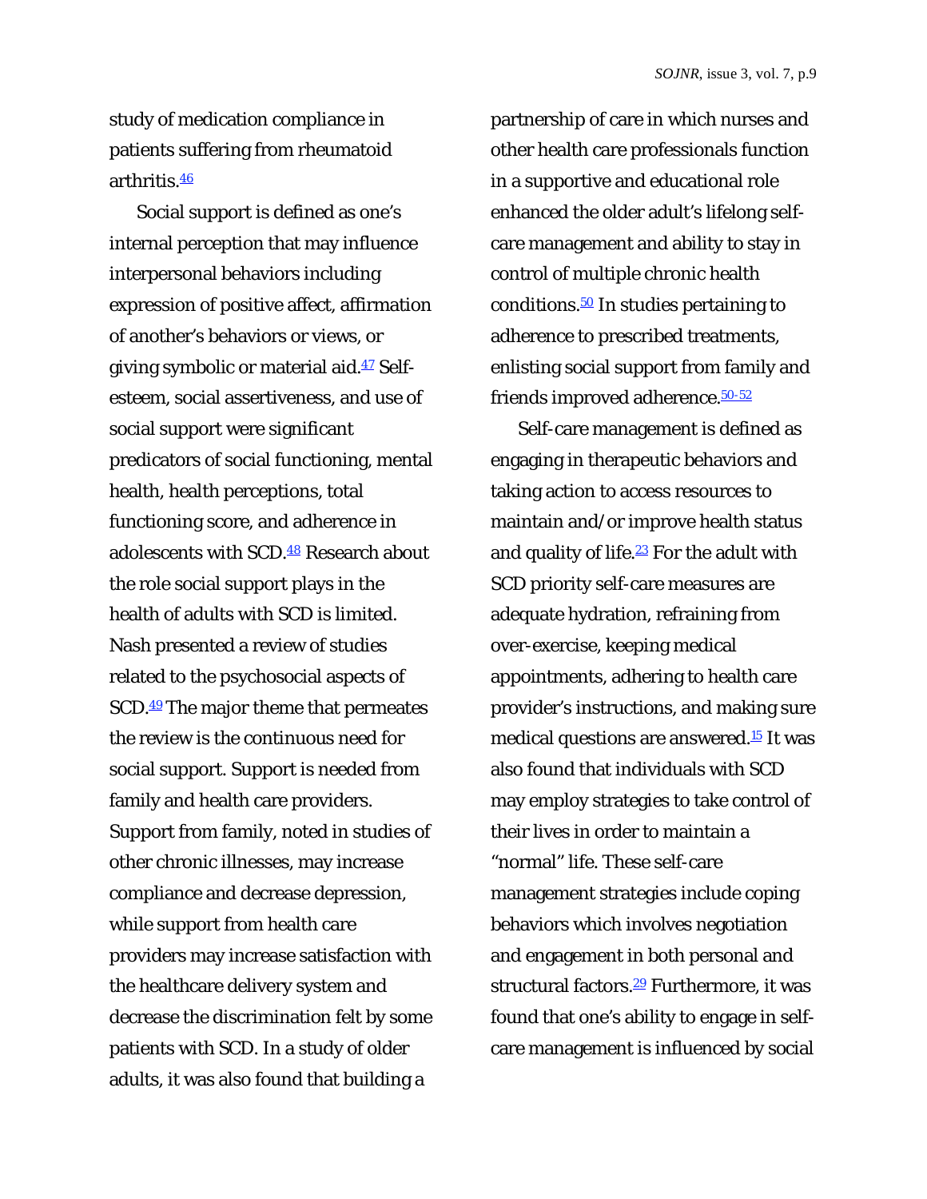study of medication compliance in patients suffering from rheumatoid arthritis.[46]

Social support is defined as one's internal perception that may influence interpersonal behaviors including expression of positive affect, affirmation of another's behaviors or views, or giving symbolic or material aid.[47] Self-esteem, social assertiveness, and use of social support were significant predicators of social functioning, mental health, health perceptions, total functioning score, and adherence in adolescents with SCD.[48] Research about the role social support plays in the health of adults with SCD is limited. Nash presented a review of studies related to the psychosocial aspects of SCD.[49] The major theme that permeates the review is the continuous need for social support. Support is needed from family and health care providers. Support from family, noted in studies of other chronic illnesses, may increase compliance and decrease depression, while support from health care providers may increase satisfaction with the healthcare delivery system and decrease the discrimination felt by some patients with SCD. In a study of older adults, it was also found that building a partnership of care in which nurses and other health care professionals function in a supportive and educational role enhanced the older adult's lifelong self-care management and ability to stay in control of multiple chronic health conditions.[50] In studies pertaining to adherence to prescribed treatments, enlisting social support from family and friends improved adherence.[50-52]

Self-care management is defined as engaging in therapeutic behaviors and taking action to access resources to maintain and/or improve health status and quality of life.[23] For the adult with SCD priority self-care measures are adequate hydration, refraining from over-exercise, keeping medical appointments, adhering to health care provider's instructions, and making sure medical questions are answered.[15] It was also found that individuals with SCD may employ strategies to take control of their lives in order to maintain a "normal" life. These self-care management strategies include coping behaviors which involves negotiation and engagement in both personal and structural factors.[29] Furthermore, it was found that one's ability to engage in self-care management is influenced by social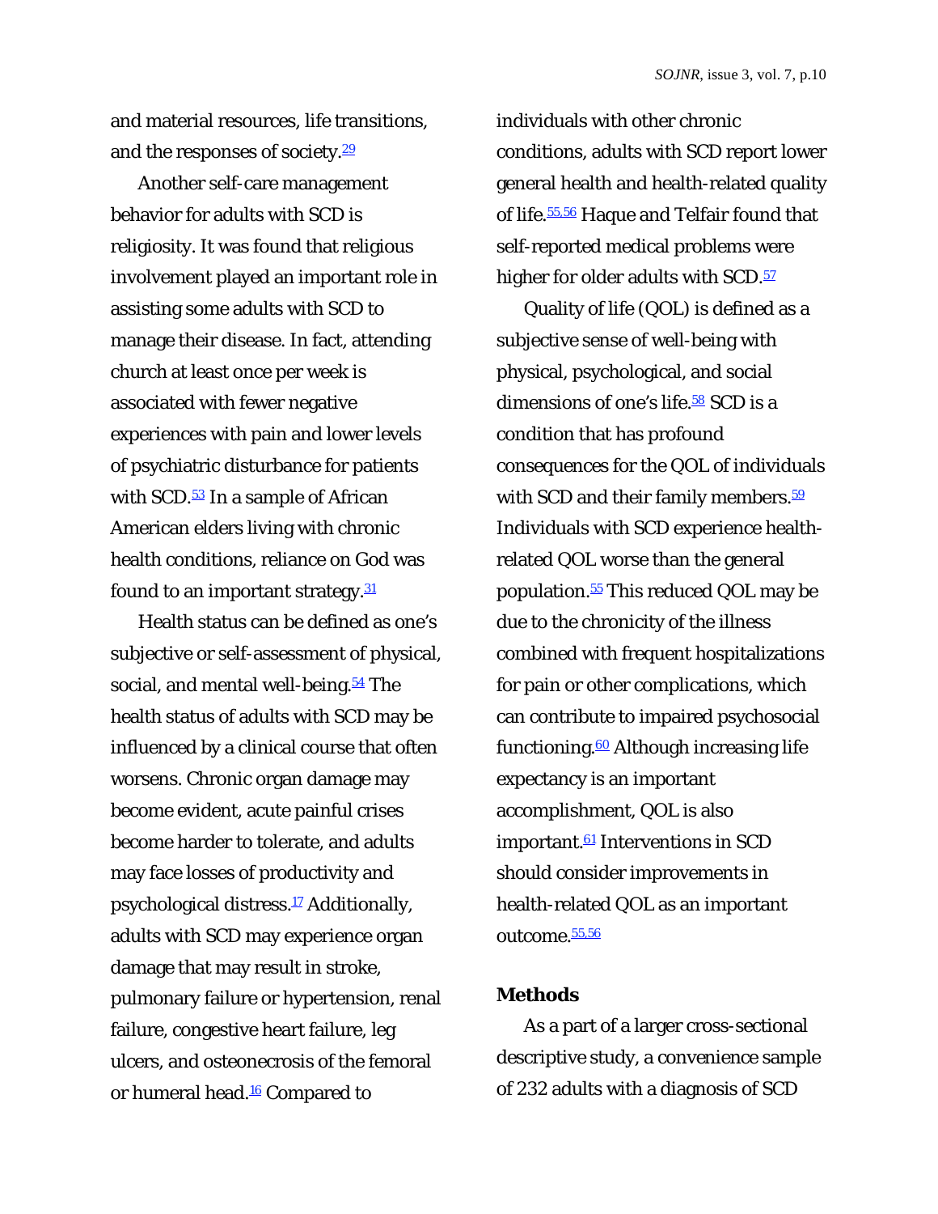and material resources, life transitions, and the responses of society.[29]

Another self-care management behavior for adults with SCD is religiosity. It was found that religious involvement played an important role in assisting some adults with SCD to manage their disease. In fact, attending church at least once per week is associated with fewer negative experiences with pain and lower levels of psychiatric disturbance for patients with SCD.[53] In a sample of African American elders living with chronic health conditions, reliance on God was found to an important strategy.[31]

Health status can be defined as one's subjective or self-assessment of physical, social, and mental well-being.[54] The health status of adults with SCD may be influenced by a clinical course that often worsens. Chronic organ damage may become evident, acute painful crises become harder to tolerate, and adults may face losses of productivity and psychological distress.[17] Additionally, adults with SCD may experience organ damage that may result in stroke, pulmonary failure or hypertension, renal failure, congestive heart failure, leg ulcers, and osteonecrosis of the femoral or humeral head.[16] Compared to individuals with other chronic conditions, adults with SCD report lower general health and health-related quality of life.[55,56] Haque and Telfair found that self-reported medical problems were higher for older adults with SCD.[57]

Quality of life (QOL) is defined as a subjective sense of well-being with physical, psychological, and social dimensions of one's life.[58] SCD is a condition that has profound consequences for the QOL of individuals with SCD and their family members.[59] Individuals with SCD experience health-related QOL worse than the general population.[55] This reduced QOL may be due to the chronicity of the illness combined with frequent hospitalizations for pain or other complications, which can contribute to impaired psychosocial functioning.[60] Although increasing life expectancy is an important accomplishment, QOL is also important.[61] Interventions in SCD should consider improvements in health-related QOL as an important outcome.[55,56]

## Methods

As a part of a larger cross-sectional descriptive study, a convenience sample of 232 adults with a diagnosis of SCD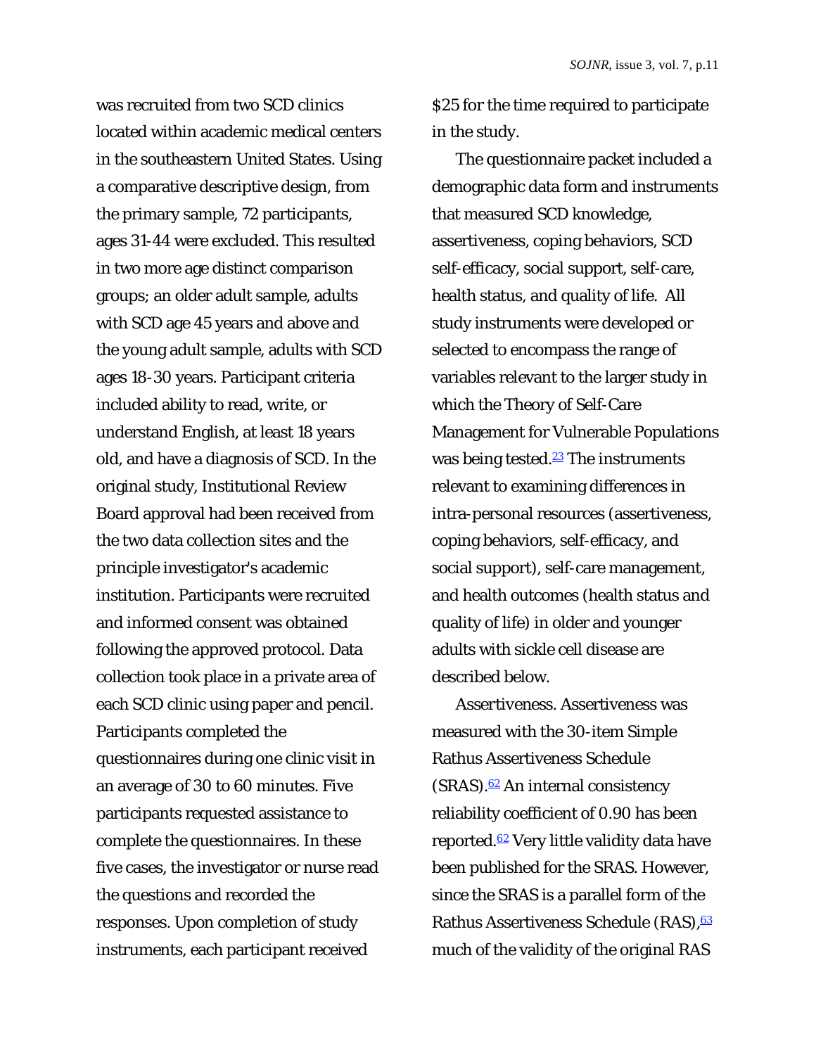was recruited from two SCD clinics located within academic medical centers in the southeastern United States. Using a comparative descriptive design, from the primary sample, 72 participants, ages 31-44 were excluded. This resulted in two more age distinct comparison groups; an older adult sample, adults with SCD age 45 years and above and the young adult sample, adults with SCD ages 18-30 years. Participant criteria included ability to read, write, or understand English, at least 18 years old, and have a diagnosis of SCD. In the original study, Institutional Review Board approval had been received from the two data collection sites and the principle investigator's academic institution. Participants were recruited and informed consent was obtained following the approved protocol. Data collection took place in a private area of each SCD clinic using paper and pencil. Participants completed the questionnaires during one clinic visit in an average of 30 to 60 minutes. Five participants requested assistance to complete the questionnaires. In these five cases, the investigator or nurse read the questions and recorded the responses. Upon completion of study instruments, each participant received $25 for the time required to participate in the study.

The questionnaire packet included a demographic data form and instruments that measured SCD knowledge, assertiveness, coping behaviors, SCD self-efficacy, social support, self-care, health status, and quality of life. All study instruments were developed or selected to encompass the range of variables relevant to the larger study in which the Theory of Self-Care Management for Vulnerable Populations was being tested.[23] The instruments relevant to examining differences in intra-personal resources (assertiveness, coping behaviors, self-efficacy, and social support), self-care management, and health outcomes (health status and quality of life) in older and younger adults with sickle cell disease are described below.

Assertiveness. Assertiveness was measured with the 30-item Simple Rathus Assertiveness Schedule (SRAS).[62] An internal consistency reliability coefficient of 0.90 has been reported.[62] Very little validity data have been published for the SRAS. However, since the SRAS is a parallel form of the Rathus Assertiveness Schedule (RAS),[63] much of the validity of the original RAS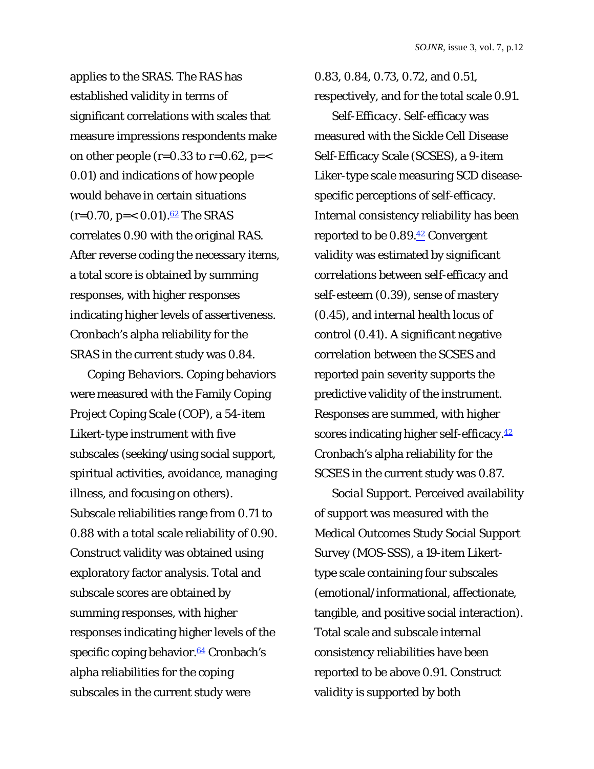applies to the SRAS. The RAS has established validity in terms of significant correlations with scales that measure impressions respondents make on other people (r=0.33 to r=0.62, p=< 0.01) and indications of how people would behave in certain situations (r=0.70, p=< 0.01).[62] The SRAS correlates 0.90 with the original RAS. After reverse coding the necessary items, a total score is obtained by summing responses, with higher responses indicating higher levels of assertiveness. Cronbach's alpha reliability for the SRAS in the current study was 0.84.

*Coping Behaviors*. Coping behaviors were measured with the Family Coping Project Coping Scale (COP), a 54-item Likert-type instrument with five subscales (seeking/using social support, spiritual activities, avoidance, managing illness, and focusing on others). Subscale reliabilities range from 0.71 to 0.88 with a total scale reliability of 0.90. Construct validity was obtained using exploratory factor analysis. Total and subscale scores are obtained by summing responses, with higher responses indicating higher levels of the specific coping behavior.[64] Cronbach's alpha reliabilities for the coping subscales in the current study were 0.83, 0.84, 0.73, 0.72, and 0.51, respectively, and for the total scale 0.91.

*Self-Efficacy*. Self-efficacy was measured with the Sickle Cell Disease Self-Efficacy Scale (SCSES), a 9-item Liker-type scale measuring SCD disease-specific perceptions of self-efficacy. Internal consistency reliability has been reported to be 0.89.[42] Convergent validity was estimated by significant correlations between self-efficacy and self-esteem (0.39), sense of mastery (0.45), and internal health locus of control (0.41). A significant negative correlation between the SCSES and reported pain severity supports the predictive validity of the instrument. Responses are summed, with higher scores indicating higher self-efficacy.[42] Cronbach's alpha reliability for the SCSES in the current study was 0.87.

*Social Support*. Perceived availability of support was measured with the Medical Outcomes Study Social Support Survey (MOS-SSS), a 19-item Likert-type scale containing four subscales (emotional/informational, affectionate, tangible, and positive social interaction). Total scale and subscale internal consistency reliabilities have been reported to be above 0.91. Construct validity is supported by both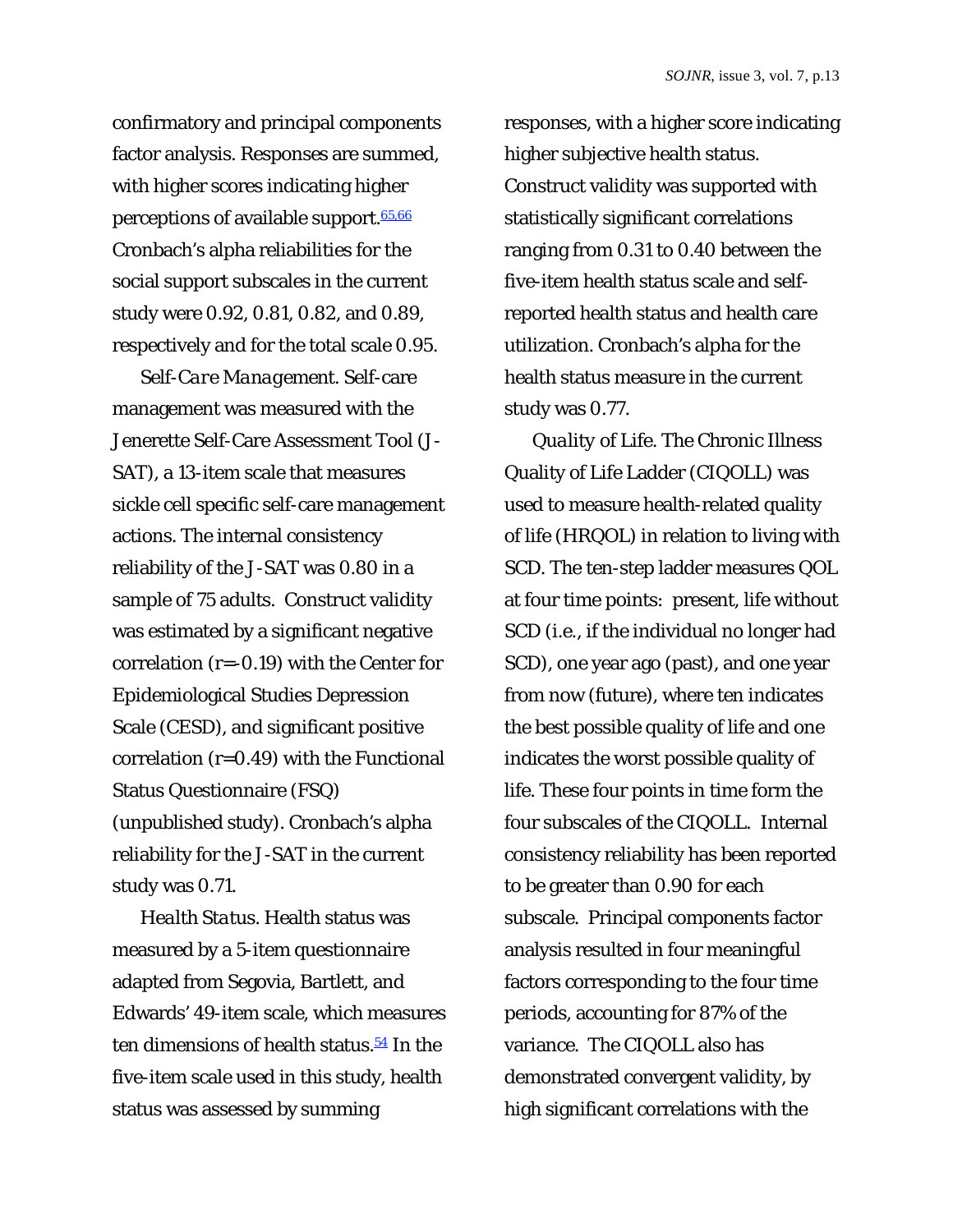confirmatory and principal components factor analysis. Responses are summed, with higher scores indicating higher perceptions of available support.[65,66] Cronbach's alpha reliabilities for the social support subscales in the current study were 0.92, 0.81, 0.82, and 0.89, respectively and for the total scale 0.95.

*Self-Care Management.* Self-care management was measured with the Jenerette Self-Care Assessment Tool (J-SAT), a 13-item scale that measures sickle cell specific self-care management actions. The internal consistency reliability of the J-SAT was 0.80 in a sample of 75 adults. Construct validity was estimated by a significant negative correlation ($r$=-0.19) with the Center for Epidemiological Studies Depression Scale (CESD), and significant positive correlation ($r$=0.49) with the Functional Status Questionnaire (FSQ) (unpublished study). Cronbach's alpha reliability for the J-SAT in the current study was 0.71.

*Health Status.* Health status was measured by a 5-item questionnaire adapted from Segovia, Bartlett, and Edwards' 49-item scale, which measures ten dimensions of health status.[54] In the five-item scale used in this study, health status was assessed by summing responses, with a higher score indicating higher subjective health status. Construct validity was supported with statistically significant correlations ranging from 0.31 to 0.40 between the five-item health status scale and self-reported health status and health care utilization. Cronbach's alpha for the health status measure in the current study was 0.77.

*Quality of Life.* The Chronic Illness Quality of Life Ladder (CIQOLL) was used to measure health-related quality of life (HRQOL) in relation to living with SCD. The ten-step ladder measures QOL at four time points: present, life without SCD (i.e., if the individual no longer had SCD), one year ago (past), and one year from now (future), where ten indicates the best possible quality of life and one indicates the worst possible quality of life. These four points in time form the four subscales of the CIQOLL. Internal consistency reliability has been reported to be greater than 0.90 for each subscale. Principal components factor analysis resulted in four meaningful factors corresponding to the four time periods, accounting for 87% of the variance. The CIQOLL also has demonstrated convergent validity, by high significant correlations with the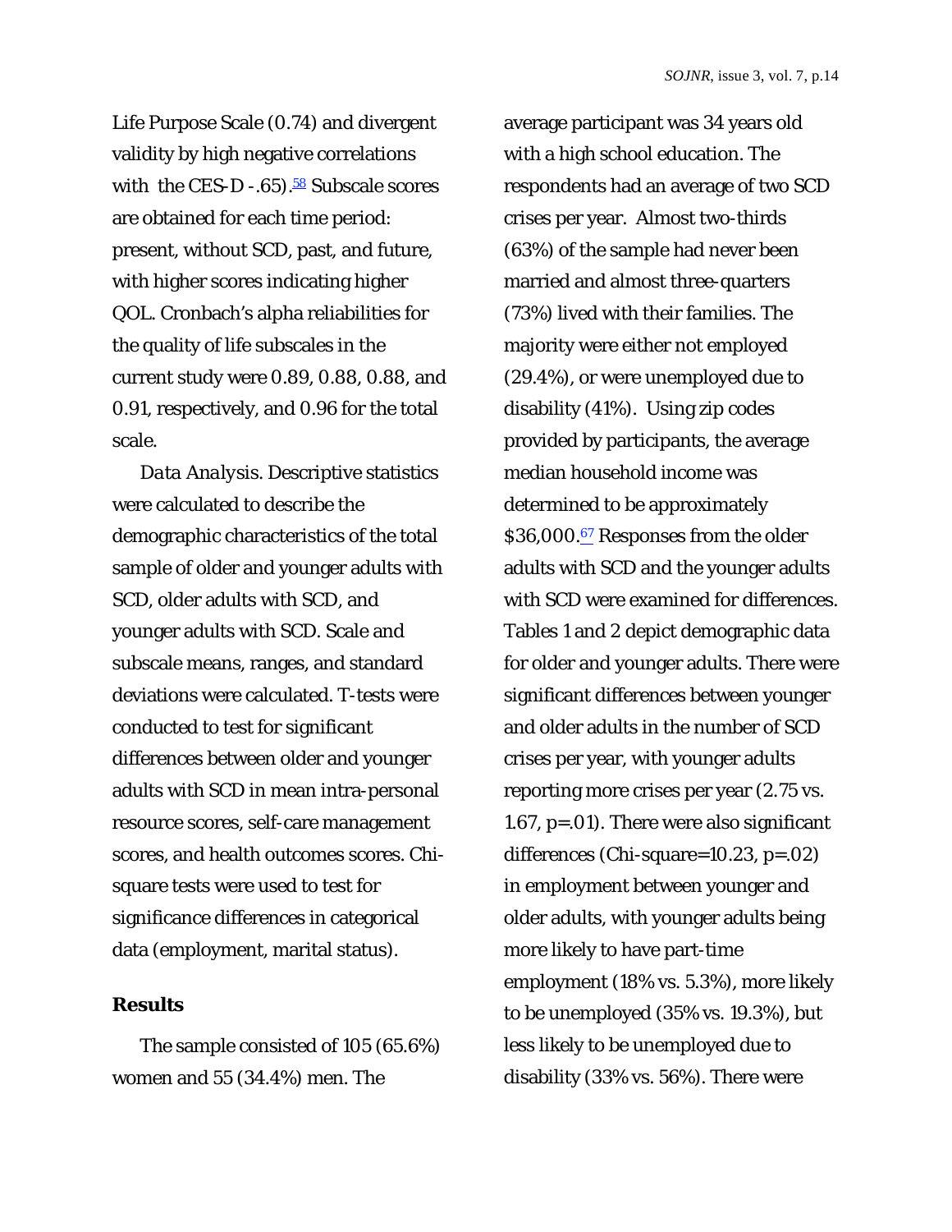Life Purpose Scale (0.74) and divergent validity by high negative correlations with the CES-D -.65).[58] Subscale scores are obtained for each time period: present, without SCD, past, and future, with higher scores indicating higher QOL. Cronbach's alpha reliabilities for the quality of life subscales in the current study were 0.89, 0.88, 0.88, and 0.91, respectively, and 0.96 for the total scale.

*Data Analysis*. Descriptive statistics were calculated to describe the demographic characteristics of the total sample of older and younger adults with SCD, older adults with SCD, and younger adults with SCD. Scale and subscale means, ranges, and standard deviations were calculated. T-tests were conducted to test for significant differences between older and younger adults with SCD in mean intra-personal resource scores, self-care management scores, and health outcomes scores. Chi-square tests were used to test for significance differences in categorical data (employment, marital status).

## Results

The sample consisted of 105 (65.6%) women and 55 (34.4%) men. The average participant was 34 years old with a high school education. The respondents had an average of two SCD crises per year. Almost two-thirds (63%) of the sample had never been married and almost three-quarters (73%) lived with their families. The majority were either not employed (29.4%), or were unemployed due to disability (41%). Using zip codes provided by participants, the average median household income was determined to be approximately $36,000.[67] Responses from the older adults with SCD and the younger adults with SCD were examined for differences. Tables 1 and 2 depict demographic data for older and younger adults. There were significant differences between younger and older adults in the number of SCD crises per year, with younger adults reporting more crises per year (2.75 vs. 1.67, $p=.01$). There were also significant differences (Chi-square=10.23, $p=.02$) in employment between younger and older adults, with younger adults being more likely to have part-time employment (18% vs. 5.3%), more likely to be unemployed (35% vs. 19.3%), but less likely to be unemployed due to disability (33% vs. 56%). There were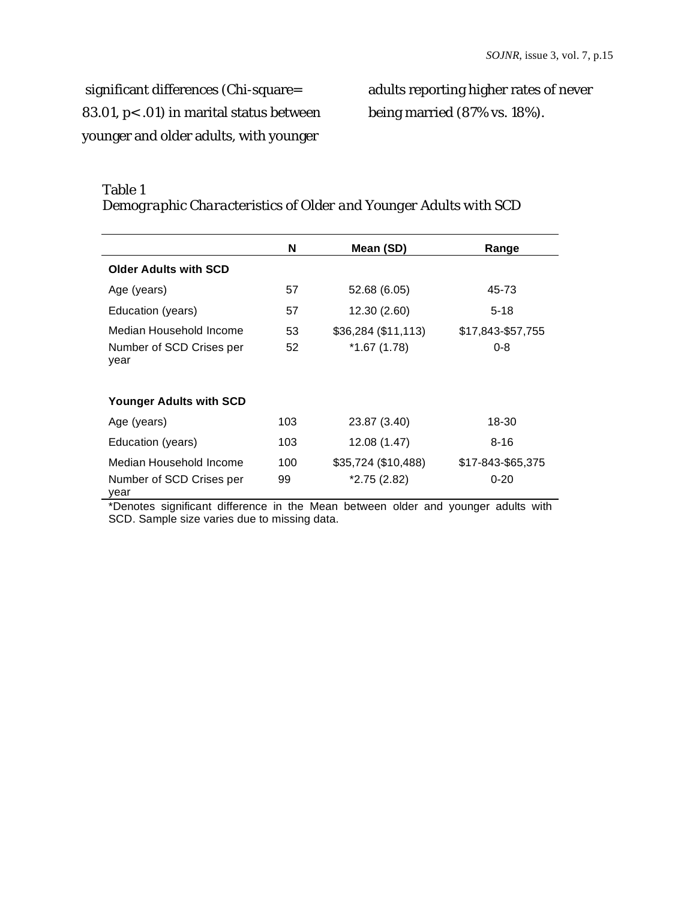significant differences (Chi-square= 83.01, $p < .01$) in marital status between younger and older adults, with younger adults reporting higher rates of never being married (87% vs. 18%).

Table 1
*Demographic Characteristics of Older and Younger Adults with SCD*

| | N | Mean (SD) | Range |
|---|---|---|---|
| **Older Adults with SCD** | | | |
| Age (years) | 57 | 52.68 (6.05) | 45-73 |
| Education (years) | 57 | 12.30 (2.60) | 5-18 |
| Median Household Income | 53 | $36,284 ($11,113) | $17,843-$57,755 |
| Number of SCD Crises per year | 52 | *1.67 (1.78) | 0-8 |
| **Younger Adults with SCD** | | | |
| Age (years) | 103 | 23.87 (3.40) | 18-30 |
| Education (years) | 103 | 12.08 (1.47) | 8-16 |
| Median Household Income | 100 | $35,724 ($10,488) | $17-843-$65,375 |
| Number of SCD Crises per year | 99 | *2.75 (2.82) | 0-20 |

*Denotes significant difference in the Mean between older and younger adults with SCD. Sample size varies due to missing data.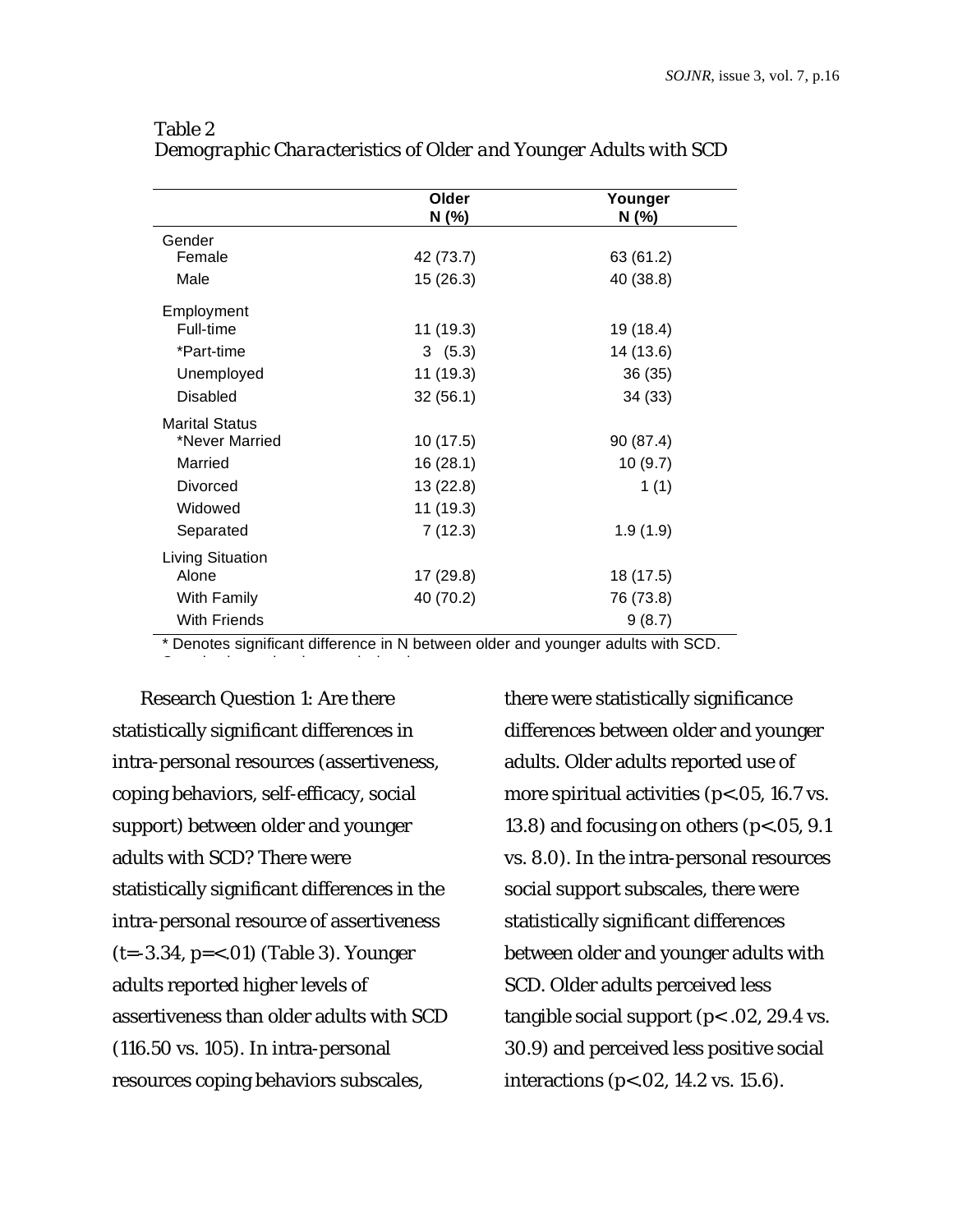Table 2

*Demographic Characteristics of Older and Younger Adults with SCD*

| | Older N (%) | Younger N (%) |
|---|---|---|
| Gender | | |
| Female | 42 (73.7) | 63 (61.2) |
| Male | 15 (26.3) | 40 (38.8) |
| Employment | | |
| Full-time | 11 (19.3) | 19 (18.4) |
| *Part-time | 3 (5.3) | 14 (13.6) |
| Unemployed | 11 (19.3) | 36 (35) |
| Disabled | 32 (56.1) | 34 (33) |
| Marital Status | | |
| *Never Married | 10 (17.5) | 90 (87.4) |
| Married | 16 (28.1) | 10 (9.7) |
| Divorced | 13 (22.8) | 1 (1) |
| Widowed | 11 (19.3) | |
| Separated | 7 (12.3) | 1.9 (1.9) |
| Living Situation | | |
| Alone | 17 (29.8) | 18 (17.5) |
| With Family | 40 (70.2) | 76 (73.8) |
| With Friends | | 9 (8.7) |

* Denotes significant difference in N between older and younger adults with SCD.

Research Question 1: Are there statistically significant differences in intra-personal resources (assertiveness, coping behaviors, self-efficacy, social support) between older and younger adults with SCD? There were statistically significant differences in the intra-personal resource of assertiveness ($t=-3.34$, $p=<.01$) (Table 3). Younger adults reported higher levels of assertiveness than older adults with SCD (116.50 vs. 105). In intra-personal resources coping behaviors subscales, there were statistically significance differences between older and younger adults. Older adults reported use of more spiritual activities ($p<.05$, 16.7 vs. 13.8) and focusing on others ($p<.05$, 9.1 vs. 8.0). In the intra-personal resources social support subscales, there were statistically significant differences between older and younger adults with SCD. Older adults perceived less tangible social support ($p< .02$, 29.4 vs. 30.9) and perceived less positive social interactions ($p<.02$, 14.2 vs. 15.6).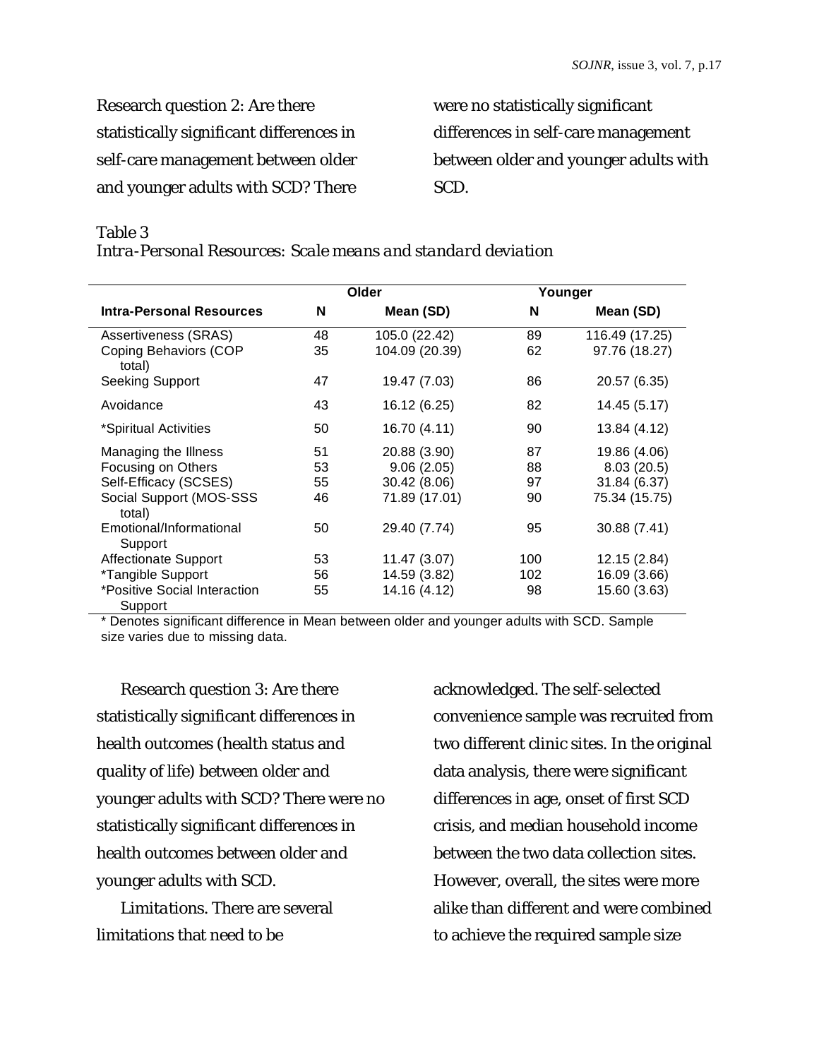Research question 2: Are there statistically significant differences in self-care management between older and younger adults with SCD? There were no statistically significant differences in self-care management between older and younger adults with SCD.

Table 3

*Intra-Personal Resources: Scale means and standard deviation*

| | Older | | Younger | |
|---|---|---|---|---|
| **Intra-Personal Resources** | **N** | **Mean (SD)** | **N** | **Mean (SD)** |
| Assertiveness (SRAS) | 48 | 105.0 (22.42) | 89 | 116.49 (17.25) |
| Coping Behaviors (COP total) | 35 | 104.09 (20.39) | 62 | 97.76 (18.27) |
| Seeking Support | 47 | 19.47 (7.03) | 86 | 20.57 (6.35) |
| Avoidance | 43 | 16.12 (6.25) | 82 | 14.45 (5.17) |
| *Spiritual Activities | 50 | 16.70 (4.11) | 90 | 13.84 (4.12) |
| Managing the Illness | 51 | 20.88 (3.90) | 87 | 19.86 (4.06) |
| Focusing on Others | 53 | 9.06 (2.05) | 88 | 8.03 (20.5) |
| Self-Efficacy (SCSES) | 55 | 30.42 (8.06) | 97 | 31.84 (6.37) |
| Social Support (MOS-SSS total) | 46 | 71.89 (17.01) | 90 | 75.34 (15.75) |
| Emotional/Informational Support | 50 | 29.40 (7.74) | 95 | 30.88 (7.41) |
| Affectionate Support | 53 | 11.47 (3.07) | 100 | 12.15 (2.84) |
| *Tangible Support | 56 | 14.59 (3.82) | 102 | 16.09 (3.66) |
| *Positive Social Interaction Support | 55 | 14.16 (4.12) | 98 | 15.60 (3.63) |

* Denotes significant difference in Mean between older and younger adults with SCD. Sample size varies due to missing data.

Research question 3: Are there statistically significant differences in health outcomes (health status and quality of life) between older and younger adults with SCD? There were no statistically significant differences in health outcomes between older and younger adults with SCD.

*Limitations.* There are several limitations that need to be acknowledged. The self-selected convenience sample was recruited from two different clinic sites. In the original data analysis, there were significant differences in age, onset of first SCD crisis, and median household income between the two data collection sites. However, overall, the sites were more alike than different and were combined to achieve the required sample size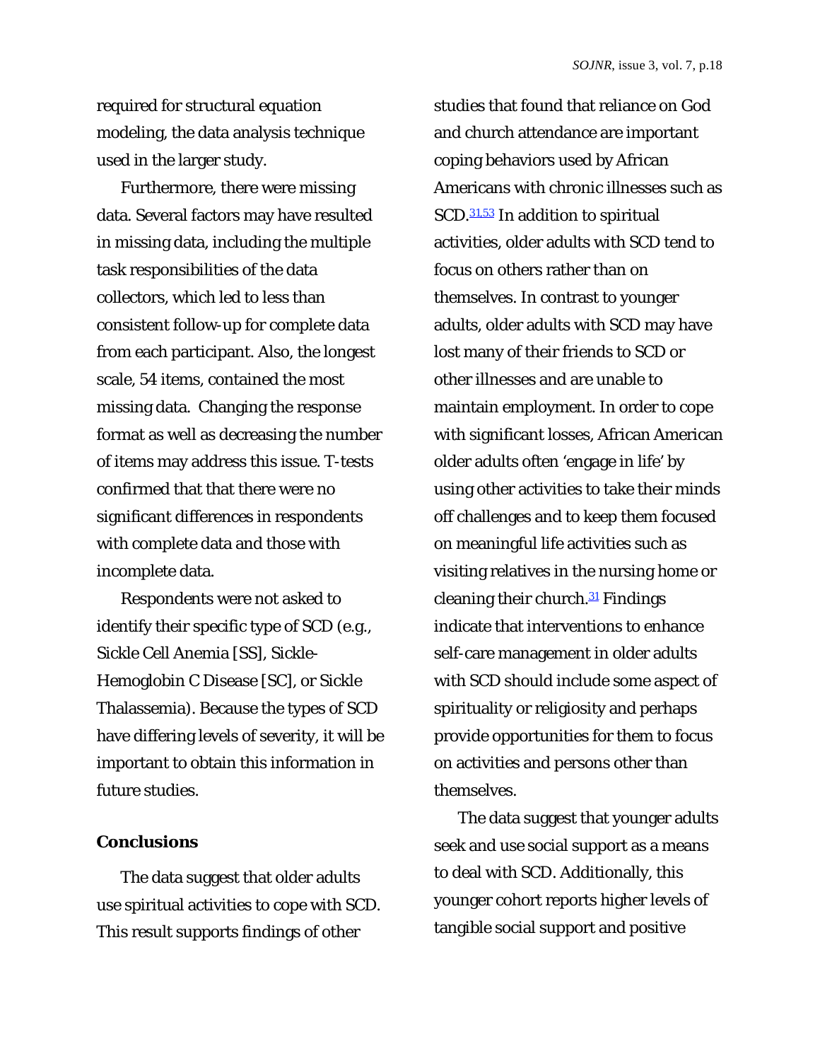required for structural equation modeling, the data analysis technique used in the larger study.

Furthermore, there were missing data. Several factors may have resulted in missing data, including the multiple task responsibilities of the data collectors, which led to less than consistent follow-up for complete data from each participant. Also, the longest scale, 54 items, contained the most missing data. Changing the response format as well as decreasing the number of items may address this issue. T-tests confirmed that that there were no significant differences in respondents with complete data and those with incomplete data.

Respondents were not asked to identify their specific type of SCD (e.g., Sickle Cell Anemia [SS], Sickle-Hemoglobin C Disease [SC], or Sickle Thalassemia). Because the types of SCD have differing levels of severity, it will be important to obtain this information in future studies.

## Conclusions

The data suggest that older adults use spiritual activities to cope with SCD. This result supports findings of other studies that found that reliance on God and church attendance are important coping behaviors used by African Americans with chronic illnesses such as SCD.[31,53] In addition to spiritual activities, older adults with SCD tend to focus on others rather than on themselves. In contrast to younger adults, older adults with SCD may have lost many of their friends to SCD or other illnesses and are unable to maintain employment. In order to cope with significant losses, African American older adults often 'engage in life' by using other activities to take their minds off challenges and to keep them focused on meaningful life activities such as visiting relatives in the nursing home or cleaning their church.[31] Findings indicate that interventions to enhance self-care management in older adults with SCD should include some aspect of spirituality or religiosity and perhaps provide opportunities for them to focus on activities and persons other than themselves.

The data suggest that younger adults seek and use social support as a means to deal with SCD. Additionally, this younger cohort reports higher levels of tangible social support and positive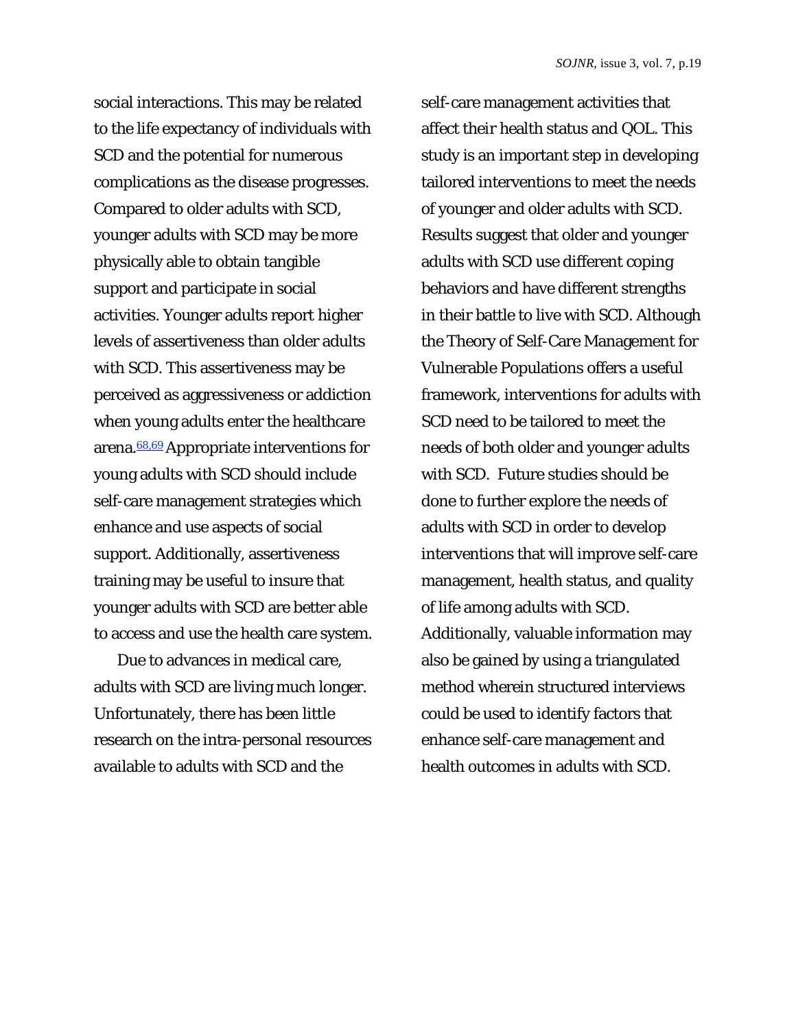social interactions. This may be related to the life expectancy of individuals with SCD and the potential for numerous complications as the disease progresses. Compared to older adults with SCD, younger adults with SCD may be more physically able to obtain tangible support and participate in social activities. Younger adults report higher levels of assertiveness than older adults with SCD. This assertiveness may be perceived as aggressiveness or addiction when young adults enter the healthcare arena.[68,69] Appropriate interventions for young adults with SCD should include self-care management strategies which enhance and use aspects of social support. Additionally, assertiveness training may be useful to insure that younger adults with SCD are better able to access and use the health care system.

Due to advances in medical care, adults with SCD are living much longer. Unfortunately, there has been little research on the intra-personal resources available to adults with SCD and the self-care management activities that affect their health status and QOL. This study is an important step in developing tailored interventions to meet the needs of younger and older adults with SCD. Results suggest that older and younger adults with SCD use different coping behaviors and have different strengths in their battle to live with SCD. Although the Theory of Self-Care Management for Vulnerable Populations offers a useful framework, interventions for adults with SCD need to be tailored to meet the needs of both older and younger adults with SCD. Future studies should be done to further explore the needs of adults with SCD in order to develop interventions that will improve self-care management, health status, and quality of life among adults with SCD. Additionally, valuable information may also be gained by using a triangulated method wherein structured interviews could be used to identify factors that enhance self-care management and health outcomes in adults with SCD.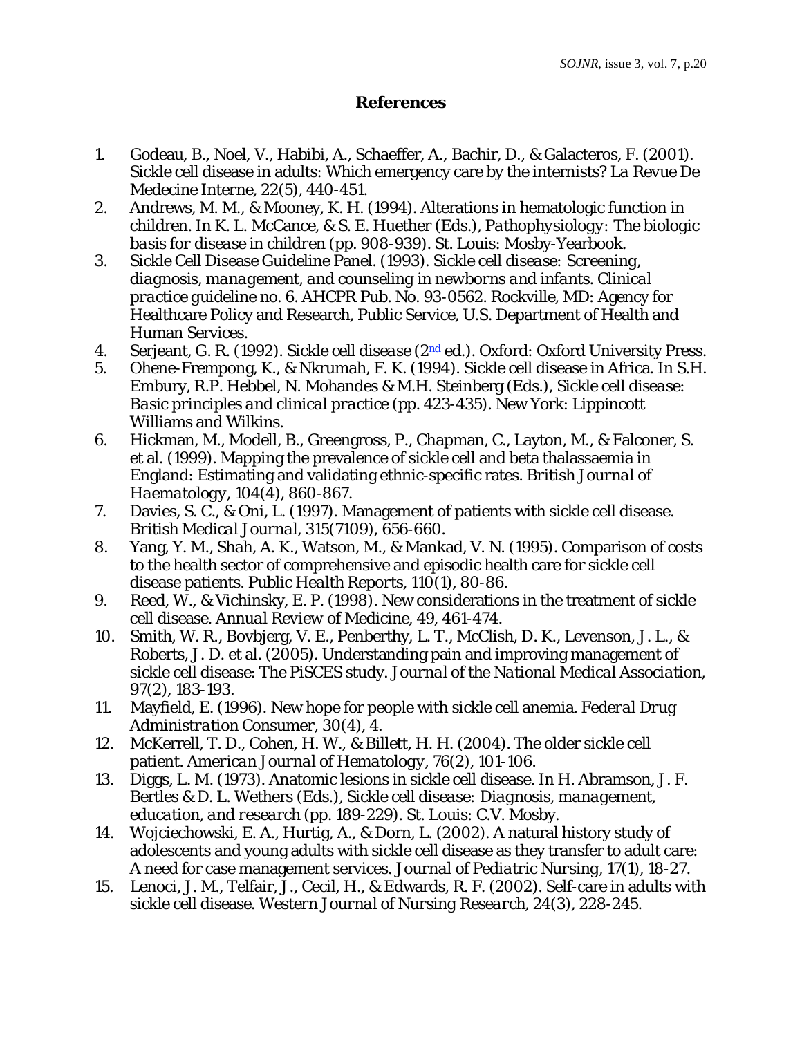## References

1. Godeau, B., Noel, V., Habibi, A., Schaeffer, A., Bachir, D., & Galacteros, F. (2001). Sickle cell disease in adults: Which emergency care by the internists? *La Revue De Medecine Interne, 22*(5), 440-451.
2. Andrews, M. M., & Mooney, K. H. (1994). Alterations in hematologic function in children. In K. L. McCance, & S. E. Huether (Eds.), *Pathophysiology: The biologic basis for disease in children* (pp. 908-939). St. Louis: Mosby-Yearbook.
3. Sickle Cell Disease Guideline Panel. (1993). *Sickle cell disease: Screening, diagnosis, management, and counseling in newborns and infants. Clinical practice guideline no. 6.* AHCPR Pub. No. 93-0562. Rockville, MD: Agency for Healthcare Policy and Research, Public Service, U.S. Department of Health and Human Services.
4. Serjeant, G. R. (1992). *Sickle cell disease* (2nd ed.). Oxford: Oxford University Press.
5. Ohene-Frempong, K., & Nkrumah, F. K. (1994). Sickle cell disease in Africa. In S.H. Embury, R.P. Hebbel, N. Mohandes & M.H. Steinberg (Eds.), *Sickle cell disease: Basic principles and clinical practice* (pp. 423-435). New York: Lippincott Williams and Wilkins.
6. Hickman, M., Modell, B., Greengross, P., Chapman, C., Layton, M., & Falconer, S. et al. (1999). Mapping the prevalence of sickle cell and beta thalassaemia in England: Estimating and validating ethnic-specific rates. *British Journal of Haematology, 104*(4), 860-867.
7. Davies, S. C., & Oni, L. (1997). Management of patients with sickle cell disease. *British Medical Journal, 315*(7109), 656-660.
8. Yang, Y. M., Shah, A. K., Watson, M., & Mankad, V. N. (1995). Comparison of costs to the health sector of comprehensive and episodic health care for sickle cell disease patients. *Public Health Reports, 110*(1), 80-86.
9. Reed, W., & Vichinsky, E. P. (1998). New considerations in the treatment of sickle cell disease. *Annual Review of Medicine, 49*, 461-474.
10. Smith, W. R., Bovbjerg, V. E., Penberthy, L. T., McClish, D. K., Levenson, J. L., & Roberts, J. D. et al. (2005). Understanding pain and improving management of sickle cell disease: The PiSCES study. *Journal of the National Medical Association, 97*(2), 183-193.
11. Mayfield, E. (1996). New hope for people with sickle cell anemia. *Federal Drug Administration Consumer, 30*(4), 4.
12. McKerrell, T. D., Cohen, H. W., & Billett, H. H. (2004). The older sickle cell patient. *American Journal of Hematology, 76*(2), 101-106.
13. Diggs, L. M. (1973). Anatomic lesions in sickle cell disease. In H. Abramson, J. F. Bertles & D. L. Wethers (Eds.), *Sickle cell disease: Diagnosis, management, education, and research* (pp. 189-229). St. Louis: C.V. Mosby.
14. Wojciechowski, E. A., Hurtig, A., & Dorn, L. (2002). A natural history study of adolescents and young adults with sickle cell disease as they transfer to adult care: A need for case management services. *Journal of Pediatric Nursing, 17*(1), 18-27.
15. Lenoci, J. M., Telfair, J., Cecil, H., & Edwards, R. F. (2002). Self-care in adults with sickle cell disease. *Western Journal of Nursing Research, 24*(3), 228-245.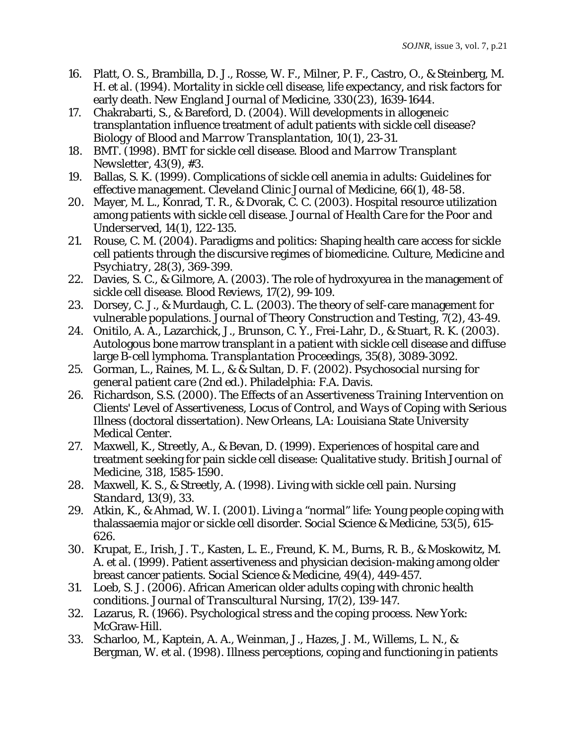16. Platt, O. S., Brambilla, D. J., Rosse, W. F., Milner, P. F., Castro, O., & Steinberg, M. H. et al. (1994). Mortality in sickle cell disease, life expectancy, and risk factors for early death. *New England Journal of Medicine*, 330(23), 1639-1644.
17. Chakrabarti, S., & Bareford, D. (2004). Will developments in allogeneic transplantation influence treatment of adult patients with sickle cell disease? *Biology of Blood and Marrow Transplantation*, 10(1), 23-31.
18. BMT. (1998). BMT for sickle cell disease. *Blood and Marrow Transplant* Newsletter, 43(9), #3.
19. Ballas, S. K. (1999). Complications of sickle cell anemia in adults: Guidelines for effective management. *Cleveland Clinic Journal of Medicine*, 66(1), 48-58.
20. Mayer, M. L., Konrad, T. R., & Dvorak, C. C. (2003). Hospital resource utilization among patients with sickle cell disease. *Journal of Health Care for the Poor and Underserved*, 14(1), 122-135.
21. Rouse, C. M. (2004). Paradigms and politics: Shaping health care access for sickle cell patients through the discursive regimes of biomedicine. *Culture, Medicine and Psychiatry*, 28(3), 369-399.
22. Davies, S. C., & Gilmore, A. (2003). The role of hydroxyurea in the management of sickle cell disease. Blood Reviews, 17(2), 99-109.
23. Dorsey, C. J., & Murdaugh, C. L. (2003). The theory of self-care management for vulnerable populations. *Journal of Theory Construction and Testing*, 7(2), 43-49.
24. Onitilo, A. A., Lazarchick, J., Brunson, C. Y., Frei-Lahr, D., & Stuart, R. K. (2003). Autologous bone marrow transplant in a patient with sickle cell disease and diffuse large B-cell lymphoma. *Transplantation Proceedings*, 35(8), 3089-3092.
25. Gorman, L., Raines, M. L., & & Sultan, D. F. (2002). *Psychosocial nursing for general patient care* (2nd ed.). Philadelphia: F.A. Davis.
26. Richardson, S.S. (2000). *The Effects of an Assertiveness Training Intervention on Clients' Level of Assertiveness, Locus of Control, and Ways of Coping with Serious Illness* (doctoral dissertation). New Orleans, LA: Louisiana State University Medical Center.
27. Maxwell, K., Streetly, A., & Bevan, D. (1999). Experiences of hospital care and treatment seeking for pain sickle cell disease: Qualitative study. *British Journal of Medicine*, 318, 1585-1590.
28. Maxwell, K. S., & Streetly, A. (1998). Living with sickle cell pain. *Nursing Standard*, 13(9), 33.
29. Atkin, K., & Ahmad, W. I. (2001). Living a "normal" life: Young people coping with thalassaemia major or sickle cell disorder. *Social Science & Medicine*, 53(5), 615-626.
30. Krupat, E., Irish, J. T., Kasten, L. E., Freund, K. M., Burns, R. B., & Moskowitz, M. A. et al. (1999). Patient assertiveness and physician decision-making among older breast cancer patients. *Social Science & Medicine*, 49(4), 449-457.
31. Loeb, S. J. (2006). African American older adults coping with chronic health conditions. *Journal of Transcultural Nursing*, 17(2), 139-147.
32. Lazarus, R. (1966). *Psychological stress and the coping process*. New York: McGraw-Hill.
33. Scharloo, M., Kaptein, A. A., Weinman, J., Hazes, J. M., Willems, L. N., & Bergman, W. et al. (1998). Illness perceptions, coping and functioning in patients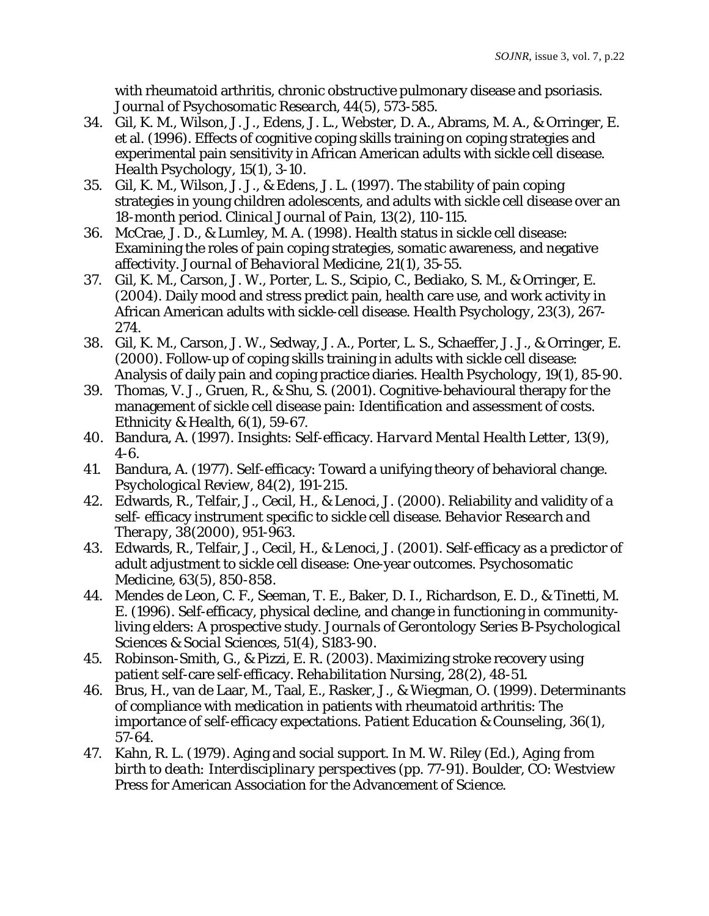with rheumatoid arthritis, chronic obstructive pulmonary disease and psoriasis. *Journal of Psychosomatic Research, 44*(5), 573-585.

34. Gil, K. M., Wilson, J. J., Edens, J. L., Webster, D. A., Abrams, M. A., & Orringer, E. et al. (1996). Effects of cognitive coping skills training on coping strategies and experimental pain sensitivity in African American adults with sickle cell disease. *Health Psychology, 15*(1), 3-10.
35. Gil, K. M., Wilson, J. J., & Edens, J. L. (1997). The stability of pain coping strategies in young children adolescents, and adults with sickle cell disease over an 18-month period. *Clinical Journal of Pain, 13*(2), 110-115.
36. McCrae, J. D., & Lumley, M. A. (1998). Health status in sickle cell disease: Examining the roles of pain coping strategies, somatic awareness, and negative affectivity. *Journal of Behavioral Medicine, 21*(1), 35-55.
37. Gil, K. M., Carson, J. W., Porter, L. S., Scipio, C., Bediako, S. M., & Orringer, E. (2004). Daily mood and stress predict pain, health care use, and work activity in African American adults with sickle-cell disease. *Health Psychology, 23*(3), 267-274.
38. Gil, K. M., Carson, J. W., Sedway, J. A., Porter, L. S., Schaeffer, J. J., & Orringer, E. (2000). Follow-up of coping skills training in adults with sickle cell disease: Analysis of daily pain and coping practice diaries. *Health Psychology, 19*(1), 85-90.
39. Thomas, V. J., Gruen, R., & Shu, S. (2001). Cognitive-behavioural therapy for the management of sickle cell disease pain: Identification and assessment of costs. *Ethnicity & Health, 6*(1), 59-67.
40. Bandura, A. (1997). Insights: Self-efficacy. *Harvard Mental Health Letter, 13*(9), 4-6.
41. Bandura, A. (1977). Self-efficacy: Toward a unifying theory of behavioral change. *Psychological Review, 84*(2), 191-215.
42. Edwards, R., Telfair, J., Cecil, H., & Lenoci, J. (2000). Reliability and validity of a self- efficacy instrument specific to sickle cell disease. *Behavior Research and Therapy, 38*(2000), 951-963.
43. Edwards, R., Telfair, J., Cecil, H., & Lenoci, J. (2001). Self-efficacy as a predictor of adult adjustment to sickle cell disease: One-year outcomes. *Psychosomatic Medicine, 63*(5), 850-858.
44. Mendes de Leon, C. F., Seeman, T. E., Baker, D. I., Richardson, E. D., & Tinetti, M. E. (1996). Self-efficacy, physical decline, and change in functioning in community-living elders: A prospective study. *Journals of Gerontology Series B-Psychological Sciences & Social Sciences, 51*(4), S183-90.
45. Robinson-Smith, G., & Pizzi, E. R. (2003). Maximizing stroke recovery using patient self-care self-efficacy. *Rehabilitation Nursing, 28*(2), 48-51.
46. Brus, H., van de Laar, M., Taal, E., Rasker, J., & Wiegman, O. (1999). Determinants of compliance with medication in patients with rheumatoid arthritis: The importance of self-efficacy expectations. *Patient Education & Counseling, 36*(1), 57-64.
47. Kahn, R. L. (1979). Aging and social support. In M. W. Riley (Ed.), *Aging from birth to death: Interdisciplinary perspectives* (pp. 77-91). Boulder, CO: Westview Press for American Association for the Advancement of Science.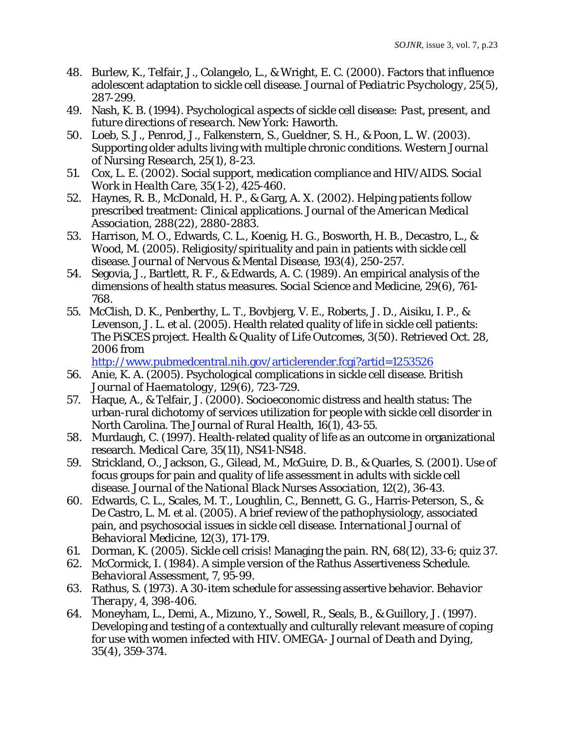48. Burlew, K., Telfair, J., Colangelo, L., & Wright, E. C. (2000). Factors that influence adolescent adaptation to sickle cell disease. *Journal of Pediatric Psychology, 25*(5), 287-299.
49. Nash, K. B. (1994). *Psychological aspects of sickle cell disease: Past, present, and future directions of research*. New York: Haworth.
50. Loeb, S. J., Penrod, J., Falkenstern, S., Gueldner, S. H., & Poon, L. W. (2003). Supporting older adults living with multiple chronic conditions. *Western Journal of Nursing Research, 25*(1), 8-23.
51. Cox, L. E. (2002). Social support, medication compliance and HIV/AIDS. *Social Work in Health Care, 35*(1-2), 425-460.
52. Haynes, R. B., McDonald, H. P., & Garg, A. X. (2002). Helping patients follow prescribed treatment: Clinical applications. *Journal of the American Medical Association, 288*(22), 2880-2883.
53. Harrison, M. O., Edwards, C. L., Koenig, H. G., Bosworth, H. B., Decastro, L., & Wood, M. (2005). Religiosity/spirituality and pain in patients with sickle cell disease. *Journal of Nervous & Mental Disease, 193*(4), 250-257.
54. Segovia, J., Bartlett, R. F., & Edwards, A. C. (1989). An empirical analysis of the dimensions of health status measures. *Social Science and Medicine, 29*(6), 761-768.
55. McClish, D. K., Penberthy, L. T., Bovbjerg, V. E., Roberts, J. D., Aisiku, I. P., & Levenson, J. L. et al. (2005). Health related quality of life in sickle cell patients: The PiSCES project. *Health & Quality of Life Outcomes, 3*(50). Retrieved Oct. 28, 2006 from http://www.pubmedcentral.nih.gov/articlerender.fcgi?artid=1253526
56. Anie, K. A. (2005). Psychological complications in sickle cell disease. *British Journal of Haematology, 129*(6), 723-729.
57. Haque, A., & Telfair, J. (2000). Socioeconomic distress and health status: The urban-rural dichotomy of services utilization for people with sickle cell disorder in North Carolina. *The Journal of Rural Health, 16*(1), 43-55.
58. Murdaugh, C. (1997). Health-related quality of life as an outcome in organizational research. *Medical Care, 35*(11), NS41-NS48.
59. Strickland, O., Jackson, G., Gilead, M., McGuire, D. B., & Quarles, S. (2001). Use of focus groups for pain and quality of life assessment in adults with sickle cell disease. *Journal of the National Black Nurses Association, 12*(2), 36-43.
60. Edwards, C. L., Scales, M. T., Loughlin, C., Bennett, G. G., Harris-Peterson, S., & De Castro, L. M. et al. (2005). A brief review of the pathophysiology, associated pain, and psychosocial issues in sickle cell disease. *International Journal of Behavioral Medicine, 12*(3), 171-179.
61. Dorman, K. (2005). Sickle cell crisis! Managing the pain. RN, 68(12), 33-6; quiz 37.
62. McCormick, I. (1984). A simple version of the Rathus Assertiveness Schedule. *Behavioral Assessment, 7*, 95-99.
63. Rathus, S. (1973). A 30-item schedule for assessing assertive behavior. *Behavior Therapy, 4*, 398-406.
64. Moneyham, L., Demi, A., Mizuno, Y., Sowell, R., Seals, B., & Guillory, J. (1997). Developing and testing of a contextually and culturally relevant measure of coping for use with women infected with HIV. *OMEGA- Journal of Death and Dying, 35*(4), 359-374.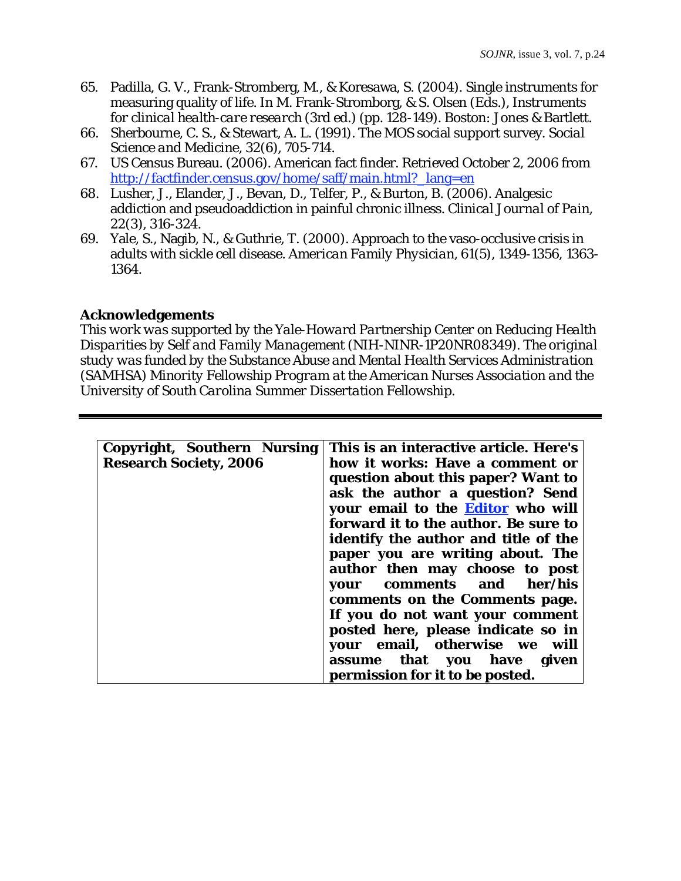65. Padilla, G. V., Frank-Stromberg, M., & Koresawa, S. (2004). Single instruments for measuring quality of life. In M. Frank-Stromborg, & S. Olsen (Eds.), *Instruments for clinical health-care research* (3rd ed.) (pp. 128-149). Boston: Jones & Bartlett.
66. Sherbourne, C. S., & Stewart, A. L. (1991). The MOS social support survey. *Social Science and Medicine, 32*(6), 705-714.
67. US Census Bureau. (2006). American fact finder. Retrieved October 2, 2006 from http://factfinder.census.gov/home/saff/main.html?_lang=en
68. Lusher, J., Elander, J., Bevan, D., Telfer, P., & Burton, B. (2006). Analgesic addiction and pseudoaddiction in painful chronic illness. *Clinical Journal of Pain, 22*(3), 316-324.
69. Yale, S., Nagib, N., & Guthrie, T. (2000). Approach to the vaso-occlusive crisis in adults with sickle cell disease. *American Family Physician, 61*(5), 1349-1356, 1363-1364.

**Acknowledgements**

*This work was supported by the Yale-Howard Partnership Center on Reducing Health Disparities by Self and Family Management (NIH-NINR-1P20NR08349). The original study was funded by the Substance Abuse and Mental Health Services Administration (SAMHSA) Minority Fellowship Program at the American Nurses Association and the University of South Carolina Summer Dissertation Fellowship.*

---

| | |
|---|---|
| **Copyright, Southern Nursing Research Society, 2006** | **This is an interactive article. Here's how it works: Have a comment or question about this paper? Want to ask the author a question? Send your email to the Editor who will forward it to the author. Be sure to identify the author and title of the paper you are writing about. The author then may choose to post your comments and her/his comments on the Comments page. If you do not want your comment posted here, please indicate so in your email, otherwise we will assume that you have given permission for it to be posted.** |